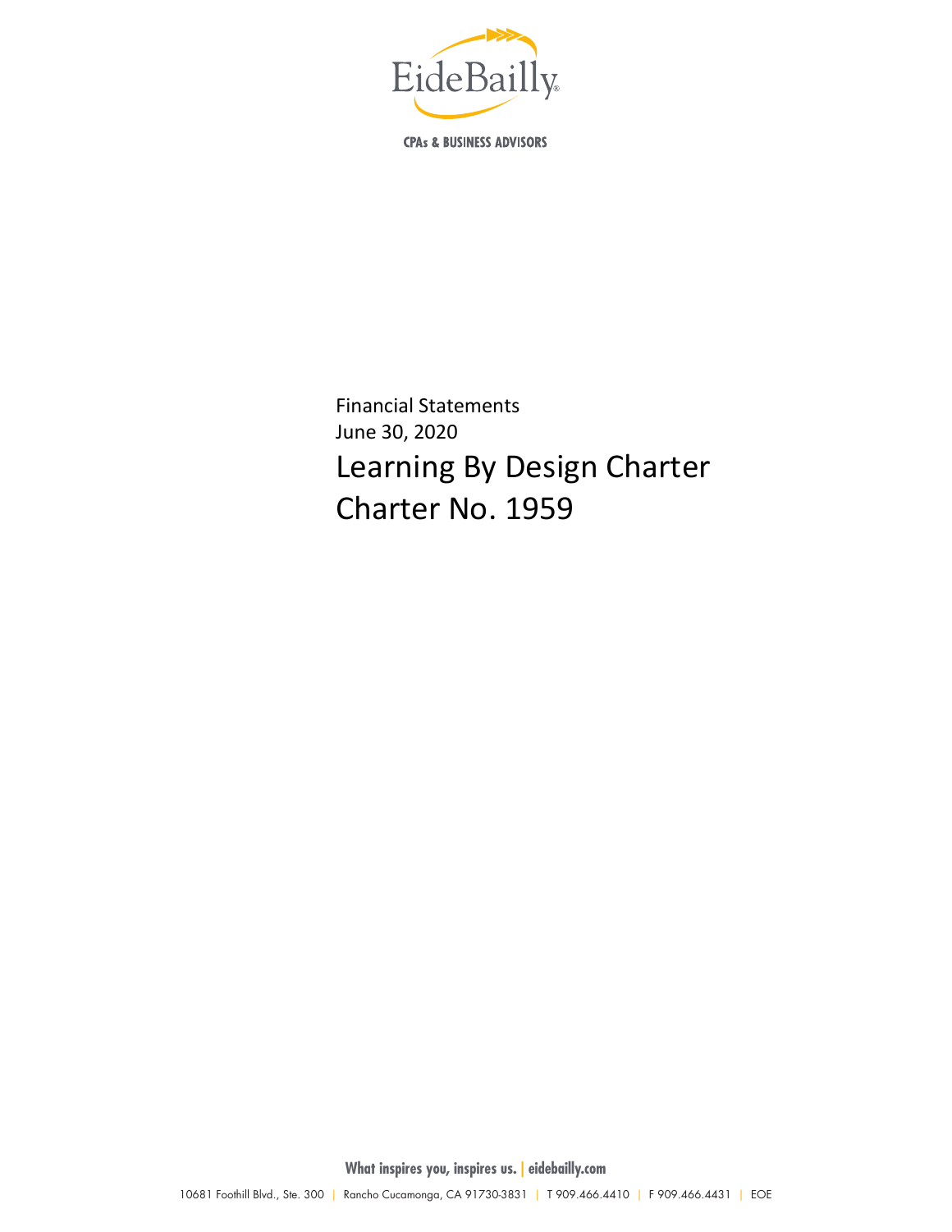EideBailly

CPAs & BUSINESS ADVISORS

Financial Statements

June 30, 2020

# Learning By Design Charter

# Charter No. 1959

What inspires you, inspires us. | eidebailly.com

10681 Foothill Blvd., Ste. 300 | Rancho Cucamonga, CA 91730-3831 | T 909.466.4410 | F 909.466.4431 | EOE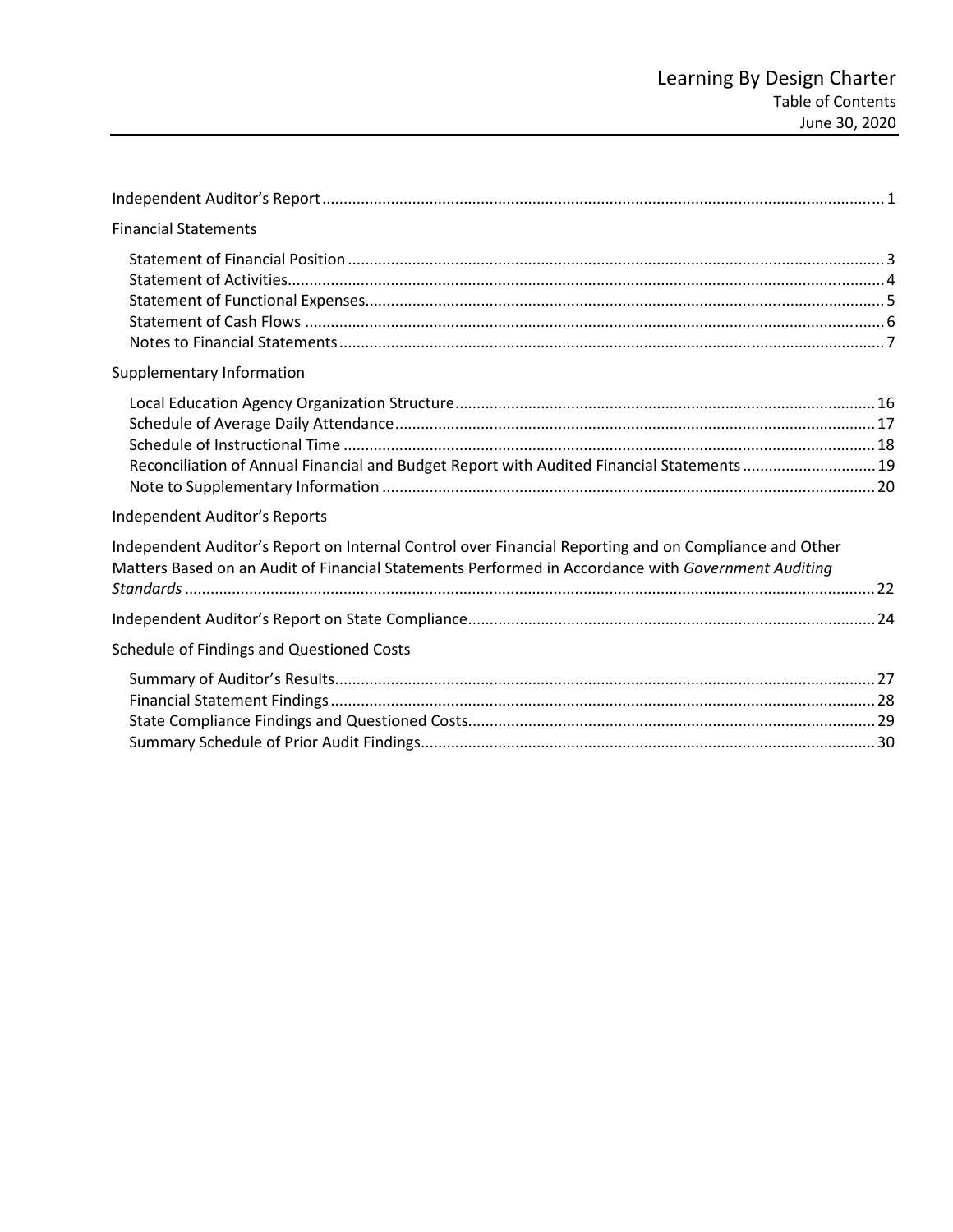# Learning By Design Charter

## Table of Contents

## June 30, 2020

Independent Auditor's Report ........................................................................................................................ 1

Financial Statements

- Statement of Financial Position ........................................................................................................... 3
- Statement of Activities......................................................................................................................... 4
- Statement of Functional Expenses....................................................................................................... 5
- Statement of Cash Flows ..................................................................................................................... 6
- Notes to Financial Statements ............................................................................................................. 7

Supplementary Information

- Local Education Agency Organization Structure ................................................................................ 16
- Schedule of Average Daily Attendance .............................................................................................. 17
- Schedule of Instructional Time ........................................................................................................... 18
- Reconciliation of Annual Financial and Budget Report with Audited Financial Statements ............................... 19
- Note to Supplementary Information .................................................................................................. 20

Independent Auditor's Reports

Independent Auditor's Report on Internal Control over Financial Reporting and on Compliance and Other Matters Based on an Audit of Financial Statements Performed in Accordance with *Government Auditing Standards* ............................................................................................................................................... 22

Independent Auditor's Report on State Compliance ............................................................................. 24

Schedule of Findings and Questioned Costs

- Summary of Auditor's Results ............................................................................................................ 27
- Financial Statement Findings ............................................................................................................. 28
- State Compliance Findings and Questioned Costs.............................................................................. 29
- Summary Schedule of Prior Audit Findings......................................................................................... 30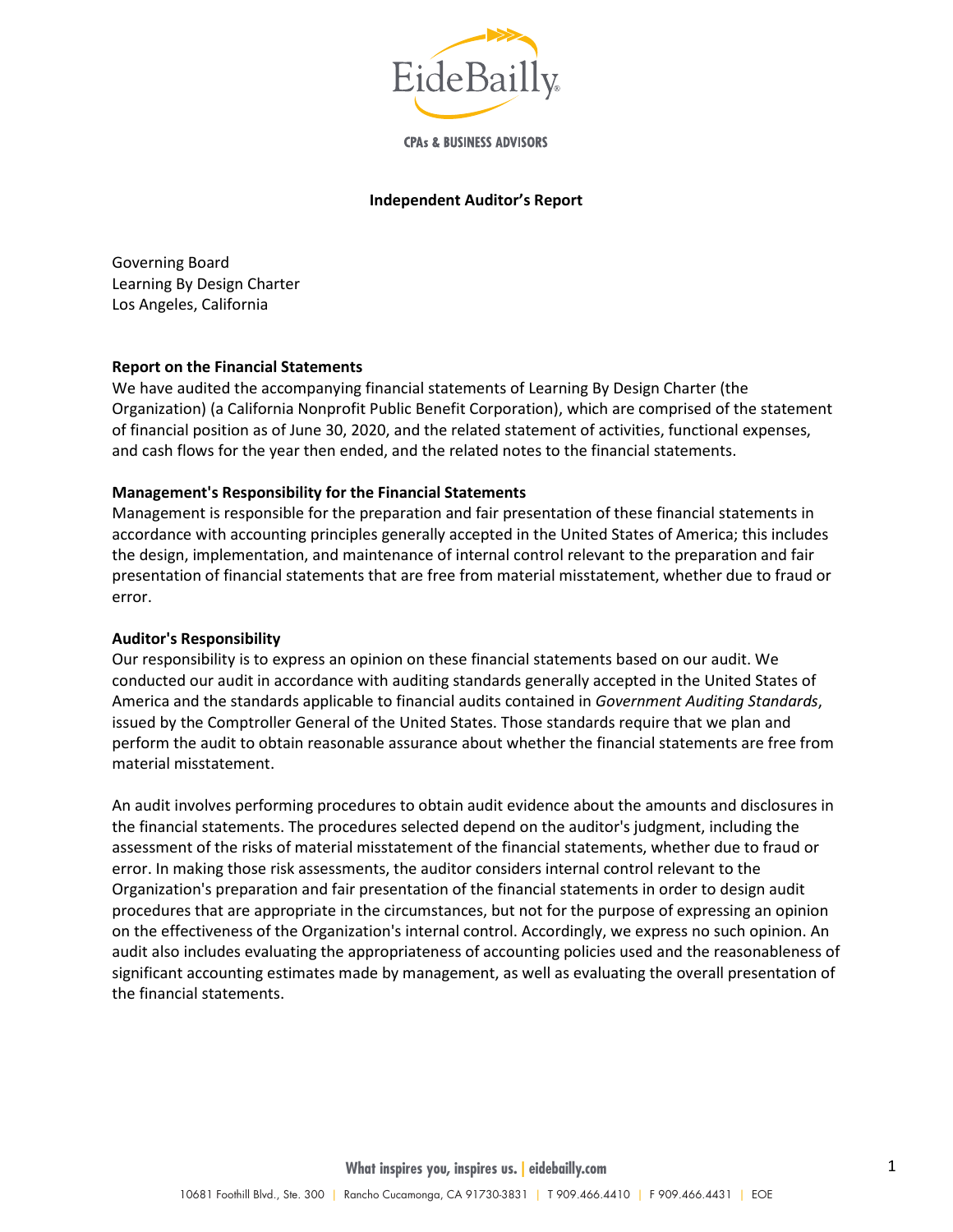EideBailly

CPAs & BUSINESS ADVISORS

## Independent Auditor's Report

Governing Board
Learning By Design Charter
Los Angeles, California

### Report on the Financial Statements

We have audited the accompanying financial statements of Learning By Design Charter (the Organization) (a California Nonprofit Public Benefit Corporation), which are comprised of the statement of financial position as of June 30, 2020, and the related statement of activities, functional expenses, and cash flows for the year then ended, and the related notes to the financial statements.

### Management's Responsibility for the Financial Statements

Management is responsible for the preparation and fair presentation of these financial statements in accordance with accounting principles generally accepted in the United States of America; this includes the design, implementation, and maintenance of internal control relevant to the preparation and fair presentation of financial statements that are free from material misstatement, whether due to fraud or error.

### Auditor's Responsibility

Our responsibility is to express an opinion on these financial statements based on our audit. We conducted our audit in accordance with auditing standards generally accepted in the United States of America and the standards applicable to financial audits contained in *Government Auditing Standards*, issued by the Comptroller General of the United States. Those standards require that we plan and perform the audit to obtain reasonable assurance about whether the financial statements are free from material misstatement.

An audit involves performing procedures to obtain audit evidence about the amounts and disclosures in the financial statements. The procedures selected depend on the auditor's judgment, including the assessment of the risks of material misstatement of the financial statements, whether due to fraud or error. In making those risk assessments, the auditor considers internal control relevant to the Organization's preparation and fair presentation of the financial statements in order to design audit procedures that are appropriate in the circumstances, but not for the purpose of expressing an opinion on the effectiveness of the Organization's internal control. Accordingly, we express no such opinion. An audit also includes evaluating the appropriateness of accounting policies used and the reasonableness of significant accounting estimates made by management, as well as evaluating the overall presentation of the financial statements.

What inspires you, inspires us. | eidebailly.com

10681 Foothill Blvd., Ste. 300 | Rancho Cucamonga, CA 91730-3831 | T 909.466.4410 | F 909.466.4431 | EOE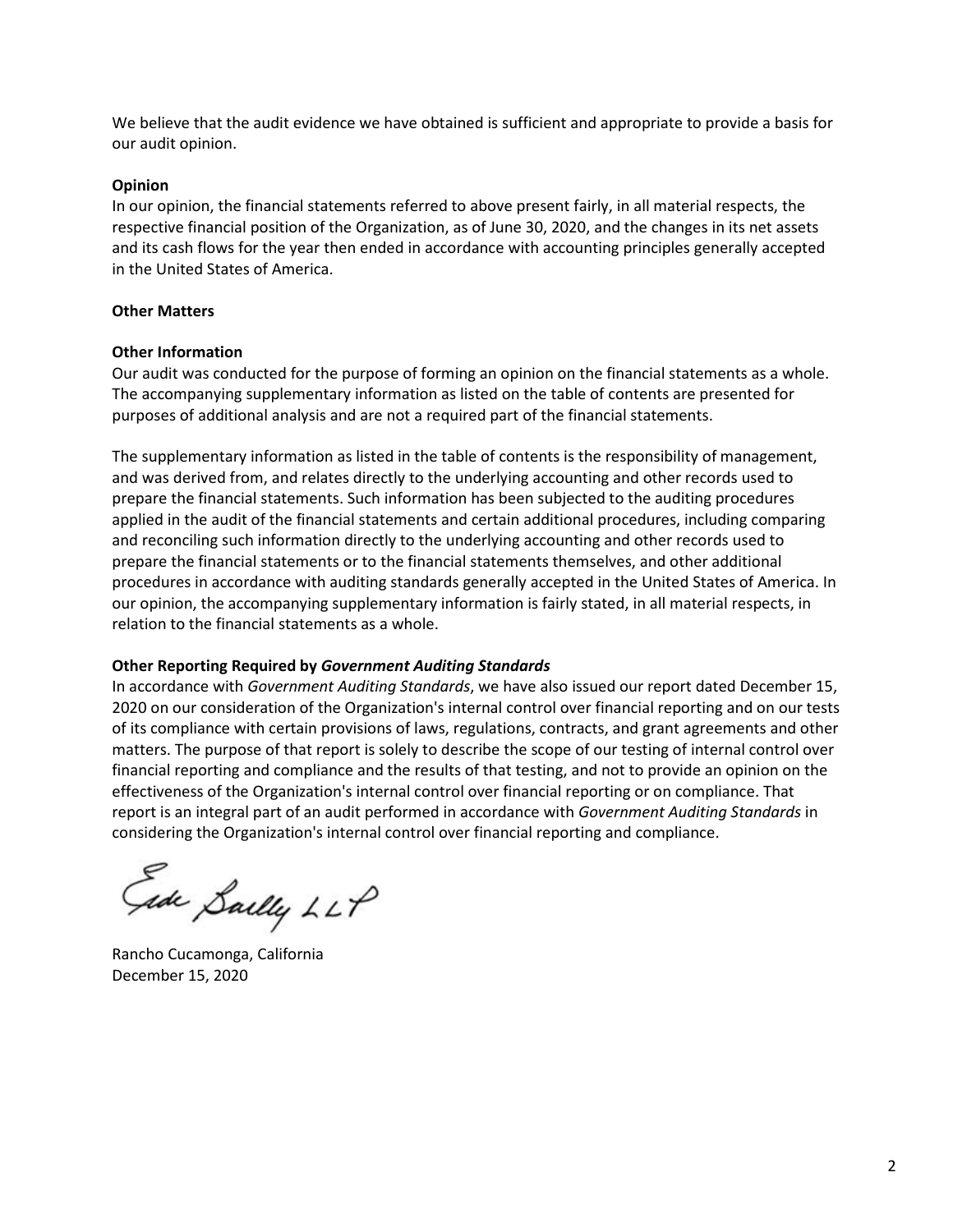We believe that the audit evidence we have obtained is sufficient and appropriate to provide a basis for our audit opinion.

**Opinion**

In our opinion, the financial statements referred to above present fairly, in all material respects, the respective financial position of the Organization, as of June 30, 2020, and the changes in its net assets and its cash flows for the year then ended in accordance with accounting principles generally accepted in the United States of America.

**Other Matters**

**Other Information**

Our audit was conducted for the purpose of forming an opinion on the financial statements as a whole. The accompanying supplementary information as listed on the table of contents are presented for purposes of additional analysis and are not a required part of the financial statements.

The supplementary information as listed in the table of contents is the responsibility of management, and was derived from, and relates directly to the underlying accounting and other records used to prepare the financial statements. Such information has been subjected to the auditing procedures applied in the audit of the financial statements and certain additional procedures, including comparing and reconciling such information directly to the underlying accounting and other records used to prepare the financial statements or to the financial statements themselves, and other additional procedures in accordance with auditing standards generally accepted in the United States of America. In our opinion, the accompanying supplementary information is fairly stated, in all material respects, in relation to the financial statements as a whole.

**Other Reporting Required by *Government Auditing Standards***

In accordance with *Government Auditing Standards*, we have also issued our report dated December 15, 2020 on our consideration of the Organization's internal control over financial reporting and on our tests of its compliance with certain provisions of laws, regulations, contracts, and grant agreements and other matters. The purpose of that report is solely to describe the scope of our testing of internal control over financial reporting and compliance and the results of that testing, and not to provide an opinion on the effectiveness of the Organization's internal control over financial reporting or on compliance. That report is an integral part of an audit performed in accordance with *Government Auditing Standards* in considering the Organization's internal control over financial reporting and compliance.

Eide Bailly LLP

Rancho Cucamonga, California
December 15, 2020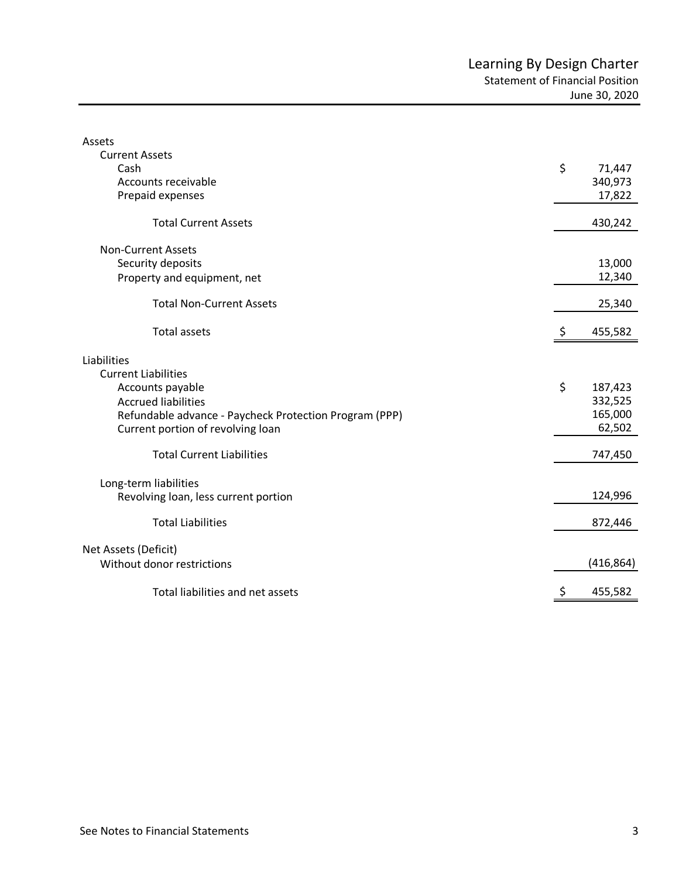# Learning By Design Charter

## Statement of Financial Position

June 30, 2020

| | |
|---|---|
| **Assets** | |
| Current Assets | |
| Cash | $ 71,447 |
| Accounts receivable | 340,973 |
| Prepaid expenses | 17,822 |
| Total Current Assets | 430,242 |
| Non-Current Assets | |
| Security deposits | 13,000 |
| Property and equipment, net | 12,340 |
| Total Non-Current Assets | 25,340 |
| Total assets | $ 455,582 |
| **Liabilities** | |
| Current Liabilities | |
| Accounts payable | $ 187,423 |
| Accrued liabilities | 332,525 |
| Refundable advance - Paycheck Protection Program (PPP) | 165,000 |
| Current portion of revolving loan | 62,502 |
| Total Current Liabilities | 747,450 |
| Long-term liabilities | |
| Revolving loan, less current portion | 124,996 |
| Total Liabilities | 872,446 |
| **Net Assets (Deficit)** | |
| Without donor restrictions | (416,864) |
| Total liabilities and net assets | $ 455,582 |

See Notes to Financial Statements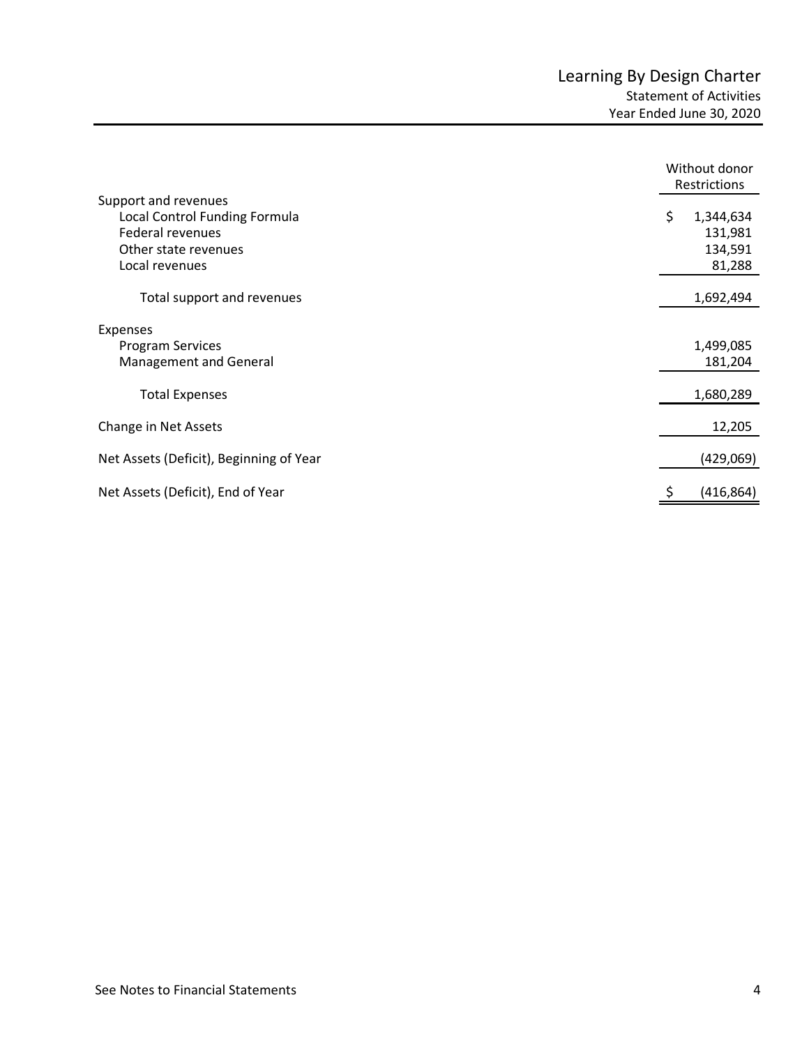# Learning By Design Charter

## Statement of Activities

## Year Ended June 30, 2020

| | Without donor Restrictions |
|---|---|
| Support and revenues | |
| Local Control Funding Formula | $ 1,344,634 |
| Federal revenues | 131,981 |
| Other state revenues | 134,591 |
| Local revenues | 81,288 |
| Total support and revenues | 1,692,494 |
| Expenses | |
| Program Services | 1,499,085 |
| Management and General | 181,204 |
| Total Expenses | 1,680,289 |
| Change in Net Assets | 12,205 |
| Net Assets (Deficit), Beginning of Year | (429,069) |
| Net Assets (Deficit), End of Year | $ (416,864) |

See Notes to Financial Statements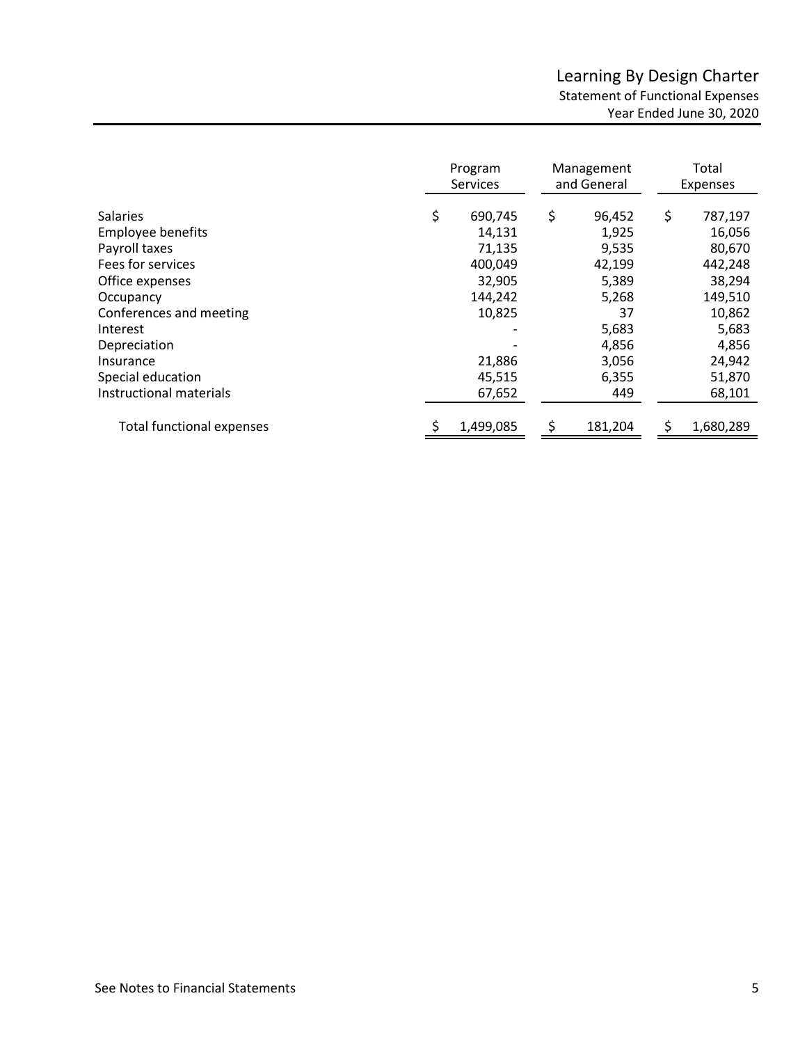# Learning By Design Charter

## Statement of Functional Expenses

### Year Ended June 30, 2020

| | Program Services | Management and General | Total Expenses |
|---|---|---|---|
| Salaries | $ 690,745 | $ 96,452 | $ 787,197 |
| Employee benefits | 14,131 | 1,925 | 16,056 |
| Payroll taxes | 71,135 | 9,535 | 80,670 |
| Fees for services | 400,049 | 42,199 | 442,248 |
| Office expenses | 32,905 | 5,389 | 38,294 |
| Occupancy | 144,242 | 5,268 | 149,510 |
| Conferences and meeting | 10,825 | 37 | 10,862 |
| Interest | - | 5,683 | 5,683 |
| Depreciation | - | 4,856 | 4,856 |
| Insurance | 21,886 | 3,056 | 24,942 |
| Special education | 45,515 | 6,355 | 51,870 |
| Instructional materials | 67,652 | 449 | 68,101 |
| Total functional expenses | $ 1,499,085 | $ 181,204 | $ 1,680,289 |

See Notes to Financial Statements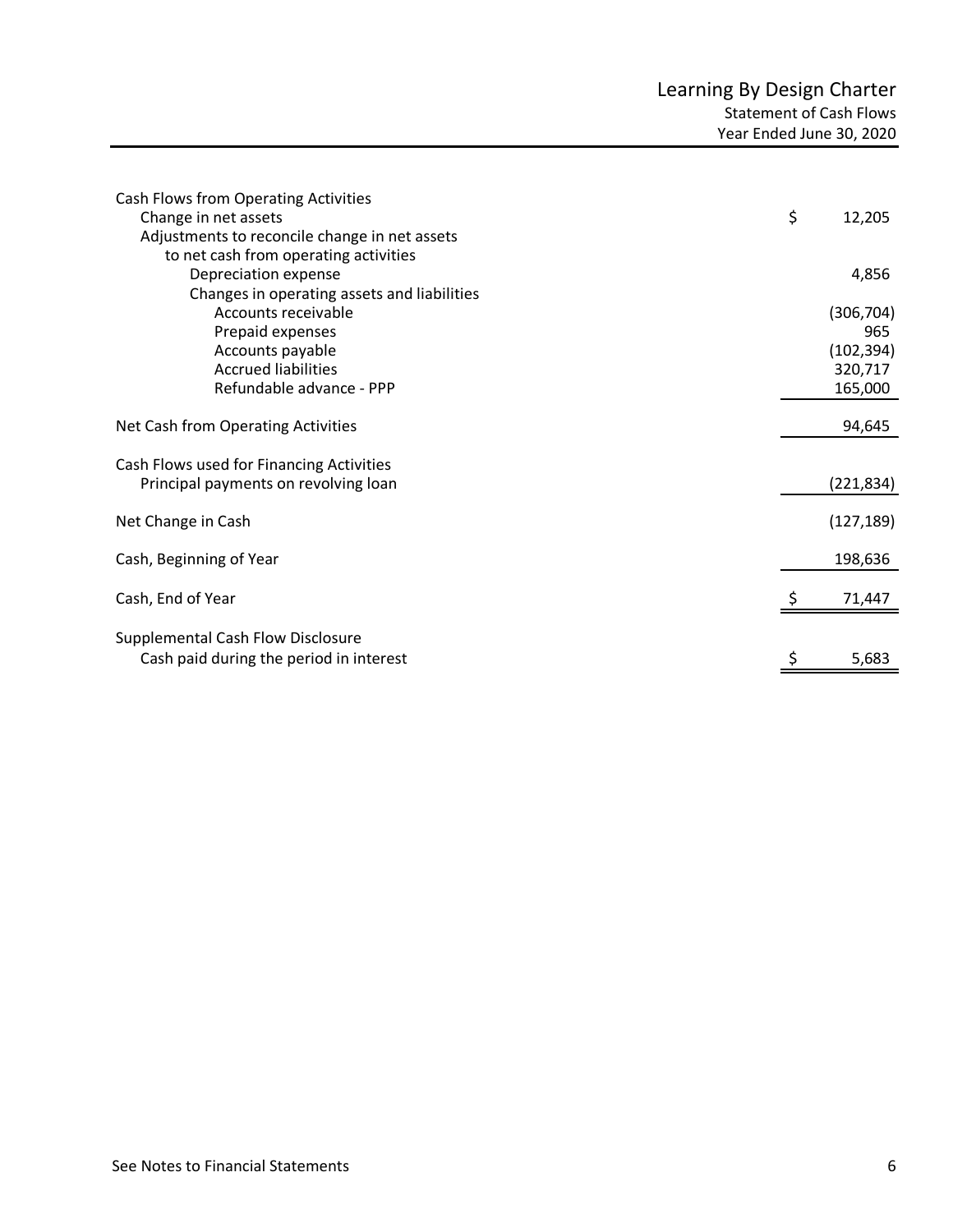# Learning By Design Charter

## Statement of Cash Flows

### Year Ended June 30, 2020

| | |
|---|---|
| Cash Flows from Operating Activities | |
| Change in net assets | $ 12,205 |
| Adjustments to reconcile change in net assets to net cash from operating activities | |
| Depreciation expense | 4,856 |
| Changes in operating assets and liabilities | |
| Accounts receivable | (306,704) |
| Prepaid expenses | 965 |
| Accounts payable | (102,394) |
| Accrued liabilities | 320,717 |
| Refundable advance - PPP | 165,000 |
| Net Cash from Operating Activities | 94,645 |
| Cash Flows used for Financing Activities | |
| Principal payments on revolving loan | (221,834) |
| Net Change in Cash | (127,189) |
| Cash, Beginning of Year | 198,636 |
| Cash, End of Year | $ 71,447 |
| Supplemental Cash Flow Disclosure | |
| Cash paid during the period in interest | $ 5,683 |

See Notes to Financial Statements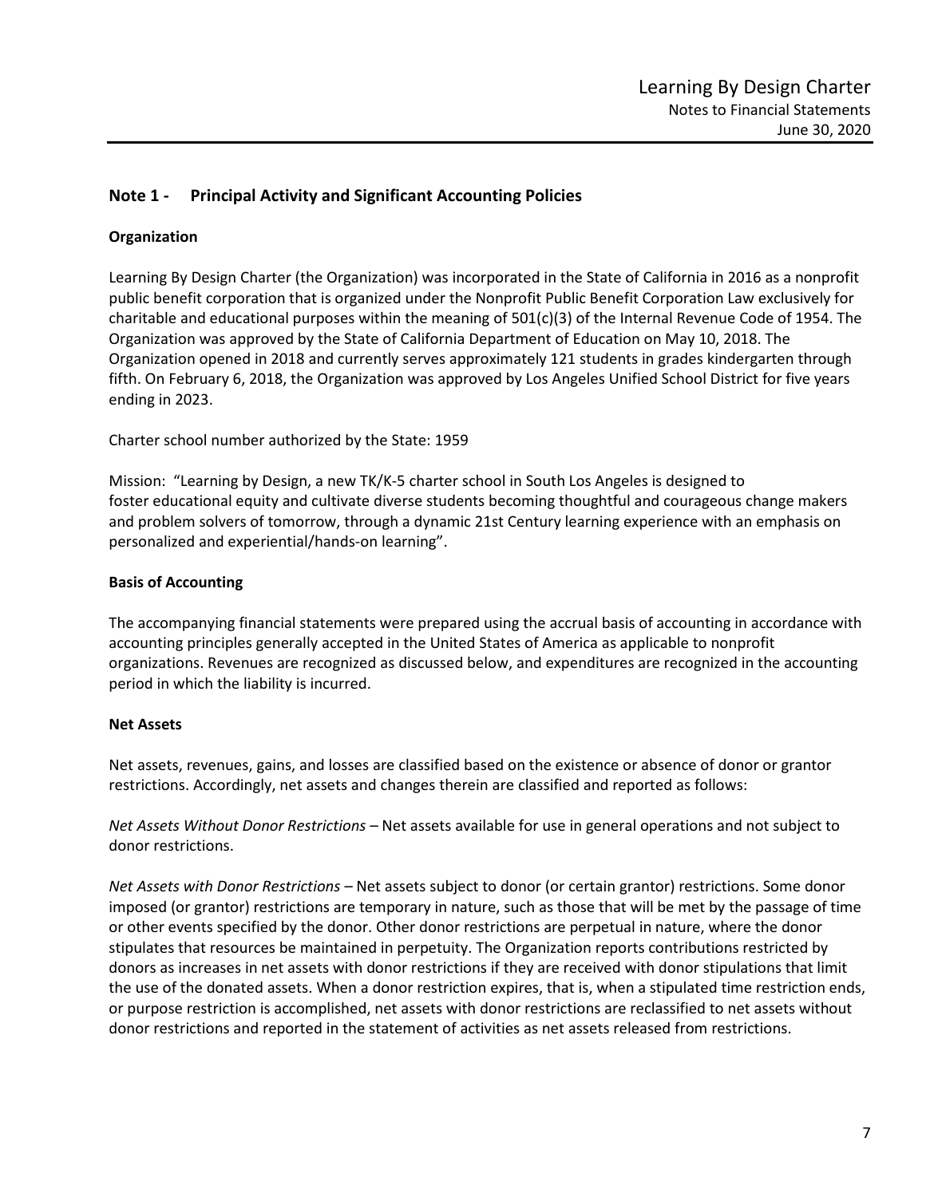## Note 1 - Principal Activity and Significant Accounting Policies

### Organization

Learning By Design Charter (the Organization) was incorporated in the State of California in 2016 as a nonprofit public benefit corporation that is organized under the Nonprofit Public Benefit Corporation Law exclusively for charitable and educational purposes within the meaning of 501(c)(3) of the Internal Revenue Code of 1954. The Organization was approved by the State of California Department of Education on May 10, 2018. The Organization opened in 2018 and currently serves approximately 121 students in grades kindergarten through fifth. On February 6, 2018, the Organization was approved by Los Angeles Unified School District for five years ending in 2023.

Charter school number authorized by the State: 1959

Mission: "Learning by Design, a new TK/K-5 charter school in South Los Angeles is designed to foster educational equity and cultivate diverse students becoming thoughtful and courageous change makers and problem solvers of tomorrow, through a dynamic 21st Century learning experience with an emphasis on personalized and experiential/hands-on learning".

### Basis of Accounting

The accompanying financial statements were prepared using the accrual basis of accounting in accordance with accounting principles generally accepted in the United States of America as applicable to nonprofit organizations. Revenues are recognized as discussed below, and expenditures are recognized in the accounting period in which the liability is incurred.

### Net Assets

Net assets, revenues, gains, and losses are classified based on the existence or absence of donor or grantor restrictions. Accordingly, net assets and changes therein are classified and reported as follows:

*Net Assets Without Donor Restrictions* – Net assets available for use in general operations and not subject to donor restrictions.

*Net Assets with Donor Restrictions* – Net assets subject to donor (or certain grantor) restrictions. Some donor imposed (or grantor) restrictions are temporary in nature, such as those that will be met by the passage of time or other events specified by the donor. Other donor restrictions are perpetual in nature, where the donor stipulates that resources be maintained in perpetuity. The Organization reports contributions restricted by donors as increases in net assets with donor restrictions if they are received with donor stipulations that limit the use of the donated assets. When a donor restriction expires, that is, when a stipulated time restriction ends, or purpose restriction is accomplished, net assets with donor restrictions are reclassified to net assets without donor restrictions and reported in the statement of activities as net assets released from restrictions.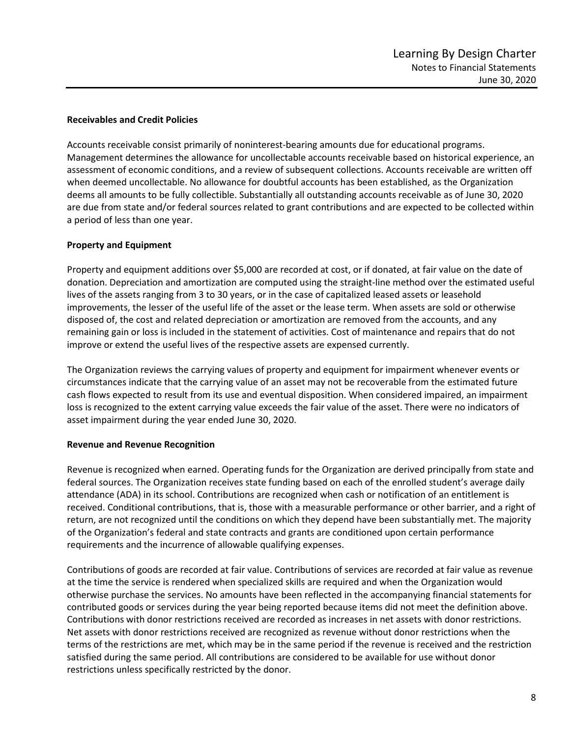**Receivables and Credit Policies**

Accounts receivable consist primarily of noninterest-bearing amounts due for educational programs. Management determines the allowance for uncollectable accounts receivable based on historical experience, an assessment of economic conditions, and a review of subsequent collections. Accounts receivable are written off when deemed uncollectable. No allowance for doubtful accounts has been established, as the Organization deems all amounts to be fully collectible. Substantially all outstanding accounts receivable as of June 30, 2020 are due from state and/or federal sources related to grant contributions and are expected to be collected within a period of less than one year.

**Property and Equipment**

Property and equipment additions over $5,000 are recorded at cost, or if donated, at fair value on the date of donation. Depreciation and amortization are computed using the straight-line method over the estimated useful lives of the assets ranging from 3 to 30 years, or in the case of capitalized leased assets or leasehold improvements, the lesser of the useful life of the asset or the lease term. When assets are sold or otherwise disposed of, the cost and related depreciation or amortization are removed from the accounts, and any remaining gain or loss is included in the statement of activities. Cost of maintenance and repairs that do not improve or extend the useful lives of the respective assets are expensed currently.

The Organization reviews the carrying values of property and equipment for impairment whenever events or circumstances indicate that the carrying value of an asset may not be recoverable from the estimated future cash flows expected to result from its use and eventual disposition. When considered impaired, an impairment loss is recognized to the extent carrying value exceeds the fair value of the asset. There were no indicators of asset impairment during the year ended June 30, 2020.

**Revenue and Revenue Recognition**

Revenue is recognized when earned. Operating funds for the Organization are derived principally from state and federal sources. The Organization receives state funding based on each of the enrolled student's average daily attendance (ADA) in its school. Contributions are recognized when cash or notification of an entitlement is received. Conditional contributions, that is, those with a measurable performance or other barrier, and a right of return, are not recognized until the conditions on which they depend have been substantially met. The majority of the Organization's federal and state contracts and grants are conditioned upon certain performance requirements and the incurrence of allowable qualifying expenses.

Contributions of goods are recorded at fair value. Contributions of services are recorded at fair value as revenue at the time the service is rendered when specialized skills are required and when the Organization would otherwise purchase the services. No amounts have been reflected in the accompanying financial statements for contributed goods or services during the year being reported because items did not meet the definition above. Contributions with donor restrictions received are recorded as increases in net assets with donor restrictions. Net assets with donor restrictions received are recognized as revenue without donor restrictions when the terms of the restrictions are met, which may be in the same period if the revenue is received and the restriction satisfied during the same period. All contributions are considered to be available for use without donor restrictions unless specifically restricted by the donor.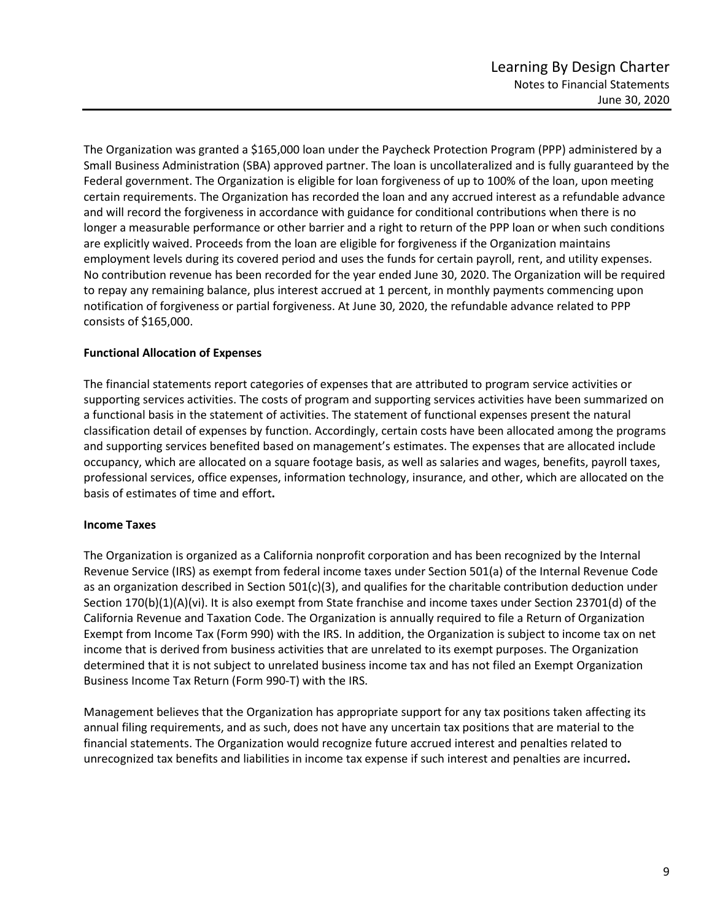The Organization was granted a $165,000 loan under the Paycheck Protection Program (PPP) administered by a Small Business Administration (SBA) approved partner. The loan is uncollateralized and is fully guaranteed by the Federal government. The Organization is eligible for loan forgiveness of up to 100% of the loan, upon meeting certain requirements. The Organization has recorded the loan and any accrued interest as a refundable advance and will record the forgiveness in accordance with guidance for conditional contributions when there is no longer a measurable performance or other barrier and a right to return of the PPP loan or when such conditions are explicitly waived. Proceeds from the loan are eligible for forgiveness if the Organization maintains employment levels during its covered period and uses the funds for certain payroll, rent, and utility expenses. No contribution revenue has been recorded for the year ended June 30, 2020. The Organization will be required to repay any remaining balance, plus interest accrued at 1 percent, in monthly payments commencing upon notification of forgiveness or partial forgiveness. At June 30, 2020, the refundable advance related to PPP consists of $165,000.

**Functional Allocation of Expenses**

The financial statements report categories of expenses that are attributed to program service activities or supporting services activities. The costs of program and supporting services activities have been summarized on a functional basis in the statement of activities. The statement of functional expenses present the natural classification detail of expenses by function. Accordingly, certain costs have been allocated among the programs and supporting services benefited based on management's estimates. The expenses that are allocated include occupancy, which are allocated on a square footage basis, as well as salaries and wages, benefits, payroll taxes, professional services, office expenses, information technology, insurance, and other, which are allocated on the basis of estimates of time and effort.

**Income Taxes**

The Organization is organized as a California nonprofit corporation and has been recognized by the Internal Revenue Service (IRS) as exempt from federal income taxes under Section 501(a) of the Internal Revenue Code as an organization described in Section 501(c)(3), and qualifies for the charitable contribution deduction under Section 170(b)(1)(A)(vi). It is also exempt from State franchise and income taxes under Section 23701(d) of the California Revenue and Taxation Code. The Organization is annually required to file a Return of Organization Exempt from Income Tax (Form 990) with the IRS. In addition, the Organization is subject to income tax on net income that is derived from business activities that are unrelated to its exempt purposes. The Organization determined that it is not subject to unrelated business income tax and has not filed an Exempt Organization Business Income Tax Return (Form 990-T) with the IRS.

Management believes that the Organization has appropriate support for any tax positions taken affecting its annual filing requirements, and as such, does not have any uncertain tax positions that are material to the financial statements. The Organization would recognize future accrued interest and penalties related to unrecognized tax benefits and liabilities in income tax expense if such interest and penalties are incurred.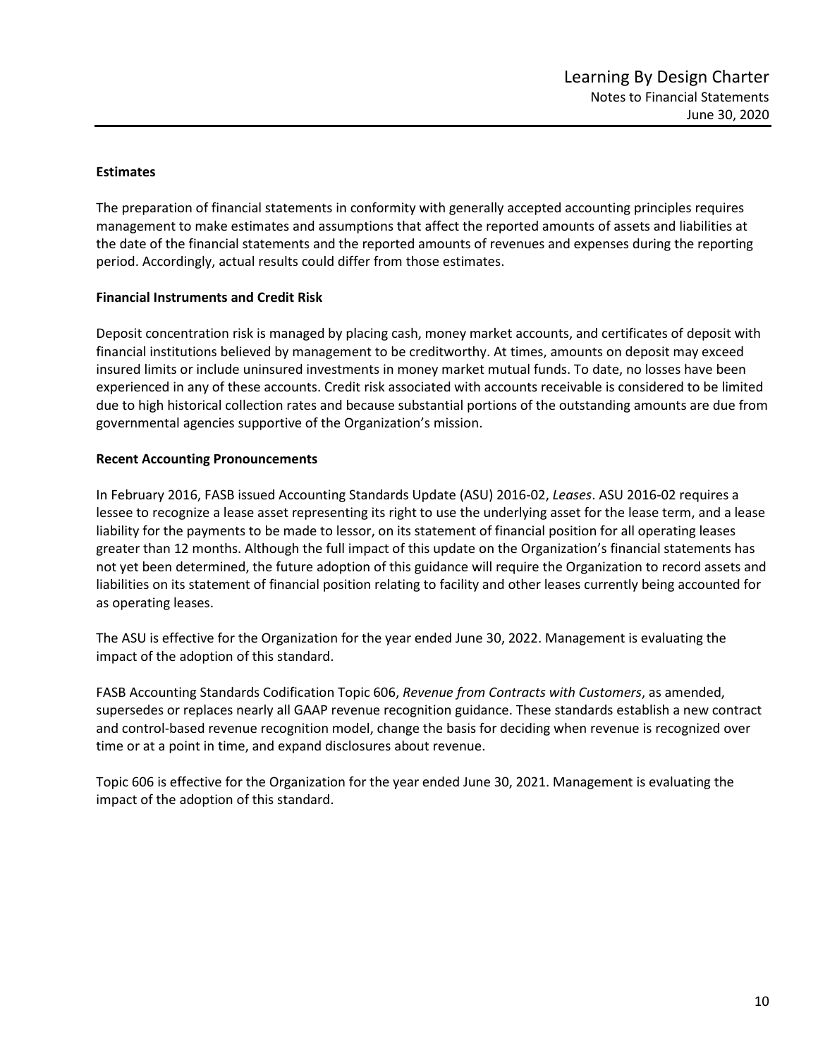**Estimates**

The preparation of financial statements in conformity with generally accepted accounting principles requires management to make estimates and assumptions that affect the reported amounts of assets and liabilities at the date of the financial statements and the reported amounts of revenues and expenses during the reporting period. Accordingly, actual results could differ from those estimates.

**Financial Instruments and Credit Risk**

Deposit concentration risk is managed by placing cash, money market accounts, and certificates of deposit with financial institutions believed by management to be creditworthy. At times, amounts on deposit may exceed insured limits or include uninsured investments in money market mutual funds. To date, no losses have been experienced in any of these accounts. Credit risk associated with accounts receivable is considered to be limited due to high historical collection rates and because substantial portions of the outstanding amounts are due from governmental agencies supportive of the Organization's mission.

**Recent Accounting Pronouncements**

In February 2016, FASB issued Accounting Standards Update (ASU) 2016-02, *Leases*. ASU 2016-02 requires a lessee to recognize a lease asset representing its right to use the underlying asset for the lease term, and a lease liability for the payments to be made to lessor, on its statement of financial position for all operating leases greater than 12 months. Although the full impact of this update on the Organization's financial statements has not yet been determined, the future adoption of this guidance will require the Organization to record assets and liabilities on its statement of financial position relating to facility and other leases currently being accounted for as operating leases.

The ASU is effective for the Organization for the year ended June 30, 2022. Management is evaluating the impact of the adoption of this standard.

FASB Accounting Standards Codification Topic 606, *Revenue from Contracts with Customers*, as amended, supersedes or replaces nearly all GAAP revenue recognition guidance. These standards establish a new contract and control-based revenue recognition model, change the basis for deciding when revenue is recognized over time or at a point in time, and expand disclosures about revenue.

Topic 606 is effective for the Organization for the year ended June 30, 2021. Management is evaluating the impact of the adoption of this standard.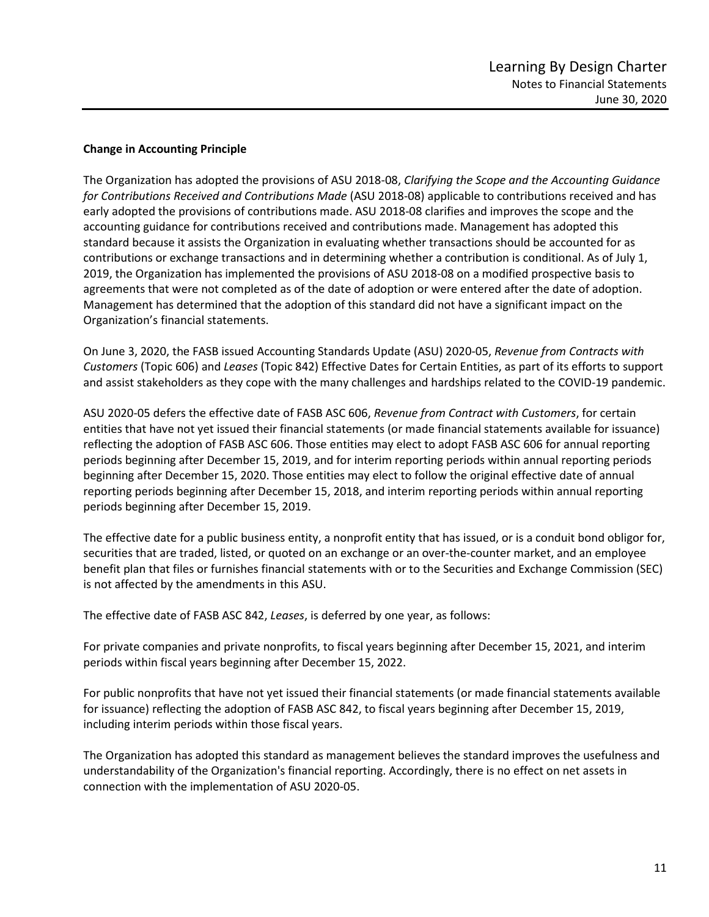**Change in Accounting Principle**

The Organization has adopted the provisions of ASU 2018-08, *Clarifying the Scope and the Accounting Guidance for Contributions Received and Contributions Made* (ASU 2018-08) applicable to contributions received and has early adopted the provisions of contributions made. ASU 2018-08 clarifies and improves the scope and the accounting guidance for contributions received and contributions made. Management has adopted this standard because it assists the Organization in evaluating whether transactions should be accounted for as contributions or exchange transactions and in determining whether a contribution is conditional. As of July 1, 2019, the Organization has implemented the provisions of ASU 2018-08 on a modified prospective basis to agreements that were not completed as of the date of adoption or were entered after the date of adoption. Management has determined that the adoption of this standard did not have a significant impact on the Organization's financial statements.

On June 3, 2020, the FASB issued Accounting Standards Update (ASU) 2020-05, *Revenue from Contracts with Customers* (Topic 606) and *Leases* (Topic 842) Effective Dates for Certain Entities, as part of its efforts to support and assist stakeholders as they cope with the many challenges and hardships related to the COVID-19 pandemic.

ASU 2020-05 defers the effective date of FASB ASC 606, *Revenue from Contract with Customers*, for certain entities that have not yet issued their financial statements (or made financial statements available for issuance) reflecting the adoption of FASB ASC 606. Those entities may elect to adopt FASB ASC 606 for annual reporting periods beginning after December 15, 2019, and for interim reporting periods within annual reporting periods beginning after December 15, 2020. Those entities may elect to follow the original effective date of annual reporting periods beginning after December 15, 2018, and interim reporting periods within annual reporting periods beginning after December 15, 2019.

The effective date for a public business entity, a nonprofit entity that has issued, or is a conduit bond obligor for, securities that are traded, listed, or quoted on an exchange or an over-the-counter market, and an employee benefit plan that files or furnishes financial statements with or to the Securities and Exchange Commission (SEC) is not affected by the amendments in this ASU.

The effective date of FASB ASC 842, *Leases*, is deferred by one year, as follows:

For private companies and private nonprofits, to fiscal years beginning after December 15, 2021, and interim periods within fiscal years beginning after December 15, 2022.

For public nonprofits that have not yet issued their financial statements (or made financial statements available for issuance) reflecting the adoption of FASB ASC 842, to fiscal years beginning after December 15, 2019, including interim periods within those fiscal years.

The Organization has adopted this standard as management believes the standard improves the usefulness and understandability of the Organization's financial reporting. Accordingly, there is no effect on net assets in connection with the implementation of ASU 2020-05.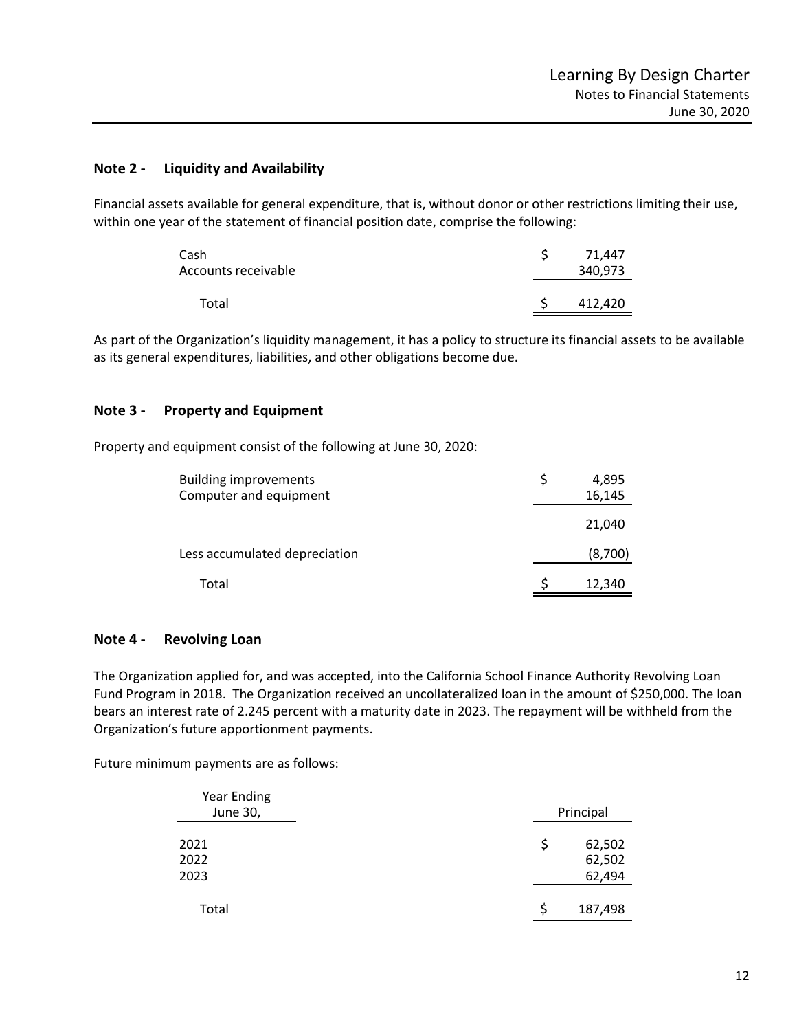## Note 2 - Liquidity and Availability

Financial assets available for general expenditure, that is, without donor or other restrictions limiting their use, within one year of the statement of financial position date, comprise the following:

| | |
|---|---|
| Cash | $ 71,447 |
| Accounts receivable | 340,973 |
| Total | $ 412,420 |

As part of the Organization's liquidity management, it has a policy to structure its financial assets to be available as its general expenditures, liabilities, and other obligations become due.

## Note 3 - Property and Equipment

Property and equipment consist of the following at June 30, 2020:

| | |
|---|---|
| Building improvements | $ 4,895 |
| Computer and equipment | 16,145 |
| | 21,040 |
| Less accumulated depreciation | (8,700) |
| Total | $ 12,340 |

## Note 4 - Revolving Loan

The Organization applied for, and was accepted, into the California School Finance Authority Revolving Loan Fund Program in 2018. The Organization received an uncollateralized loan in the amount of $250,000. The loan bears an interest rate of 2.245 percent with a maturity date in 2023. The repayment will be withheld from the Organization's future apportionment payments.

Future minimum payments are as follows:

| Year Ending June 30, | Principal |
|---|---|
| 2021 | $ 62,502 |
| 2022 | 62,502 |
| 2023 | 62,494 |
| Total | $ 187,498 |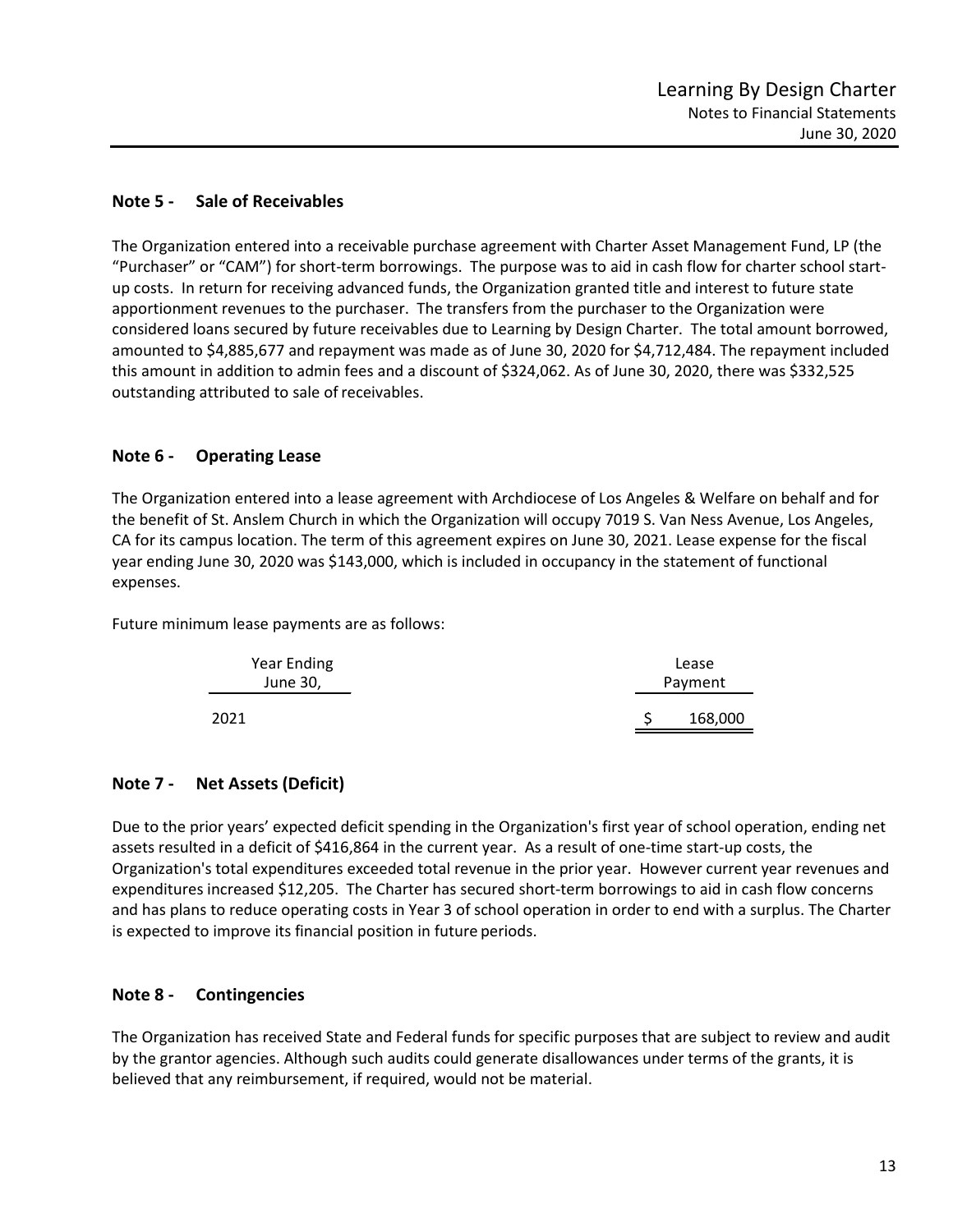## Note 5 - Sale of Receivables

The Organization entered into a receivable purchase agreement with Charter Asset Management Fund, LP (the "Purchaser" or "CAM") for short-term borrowings. The purpose was to aid in cash flow for charter school start-up costs. In return for receiving advanced funds, the Organization granted title and interest to future state apportionment revenues to the purchaser. The transfers from the purchaser to the Organization were considered loans secured by future receivables due to Learning by Design Charter. The total amount borrowed, amounted to $4,885,677 and repayment was made as of June 30, 2020 for $4,712,484. The repayment included this amount in addition to admin fees and a discount of $324,062. As of June 30, 2020, there was $332,525 outstanding attributed to sale of receivables.

## Note 6 - Operating Lease

The Organization entered into a lease agreement with Archdiocese of Los Angeles & Welfare on behalf and for the benefit of St. Anslem Church in which the Organization will occupy 7019 S. Van Ness Avenue, Los Angeles, CA for its campus location. The term of this agreement expires on June 30, 2021. Lease expense for the fiscal year ending June 30, 2020 was $143,000, which is included in occupancy in the statement of functional expenses.

Future minimum lease payments are as follows:

| Year Ending June 30, | Lease Payment |
|---|---|
| 2021 | $ 168,000 |

## Note 7 - Net Assets (Deficit)

Due to the prior years' expected deficit spending in the Organization's first year of school operation, ending net assets resulted in a deficit of $416,864 in the current year. As a result of one-time start-up costs, the Organization's total expenditures exceeded total revenue in the prior year. However current year revenues and expenditures increased $12,205. The Charter has secured short-term borrowings to aid in cash flow concerns and has plans to reduce operating costs in Year 3 of school operation in order to end with a surplus. The Charter is expected to improve its financial position in future periods.

## Note 8 - Contingencies

The Organization has received State and Federal funds for specific purposes that are subject to review and audit by the grantor agencies. Although such audits could generate disallowances under terms of the grants, it is believed that any reimbursement, if required, would not be material.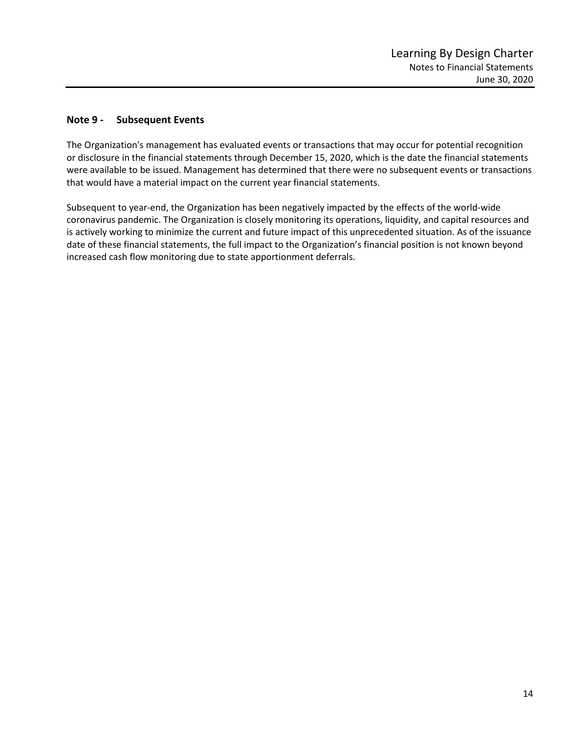## Note 9 - Subsequent Events

The Organization's management has evaluated events or transactions that may occur for potential recognition or disclosure in the financial statements through December 15, 2020, which is the date the financial statements were available to be issued. Management has determined that there were no subsequent events or transactions that would have a material impact on the current year financial statements.

Subsequent to year-end, the Organization has been negatively impacted by the effects of the world-wide coronavirus pandemic. The Organization is closely monitoring its operations, liquidity, and capital resources and is actively working to minimize the current and future impact of this unprecedented situation. As of the issuance date of these financial statements, the full impact to the Organization's financial position is not known beyond increased cash flow monitoring due to state apportionment deferrals.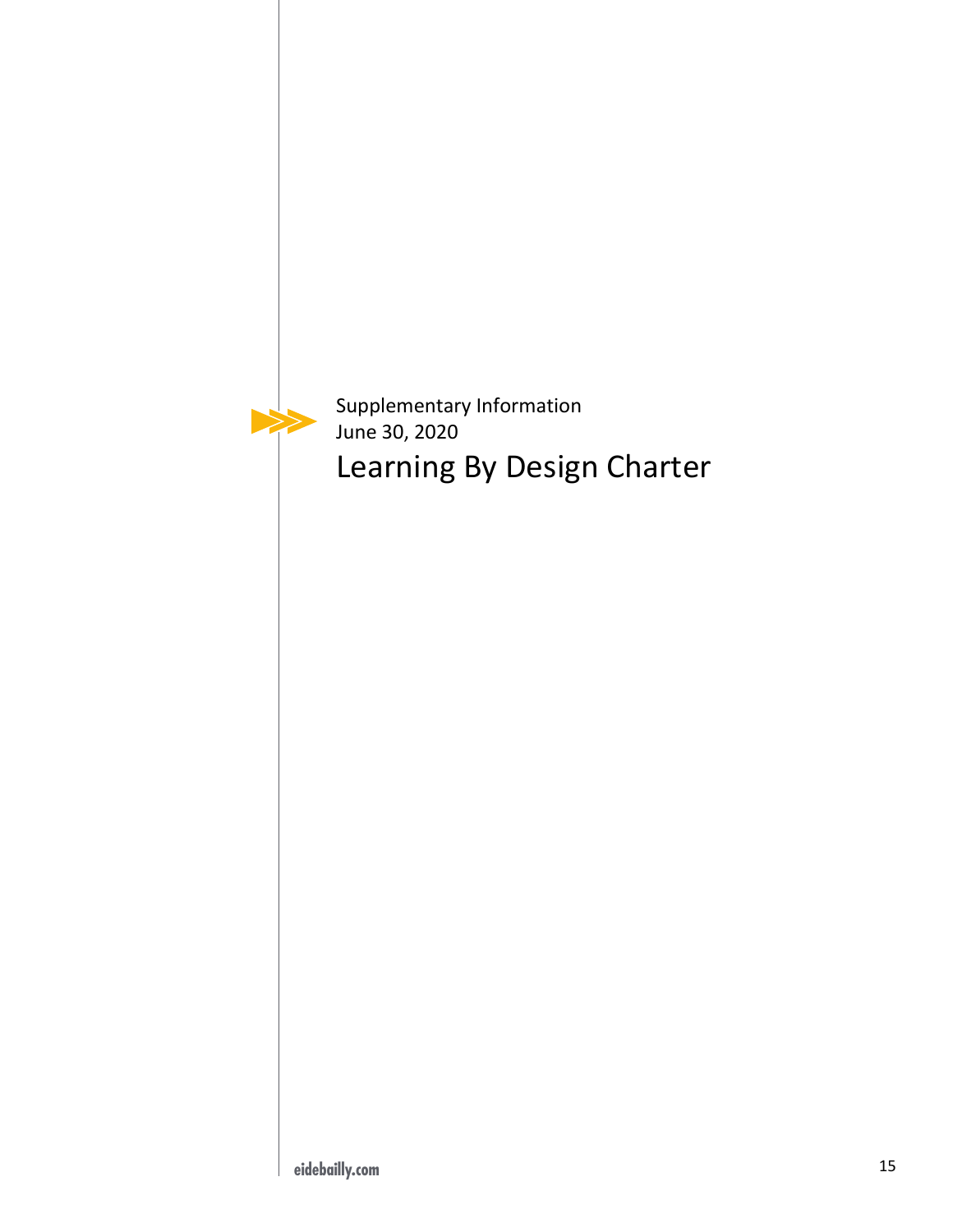Supplementary Information
June 30, 2020

# Learning By Design Charter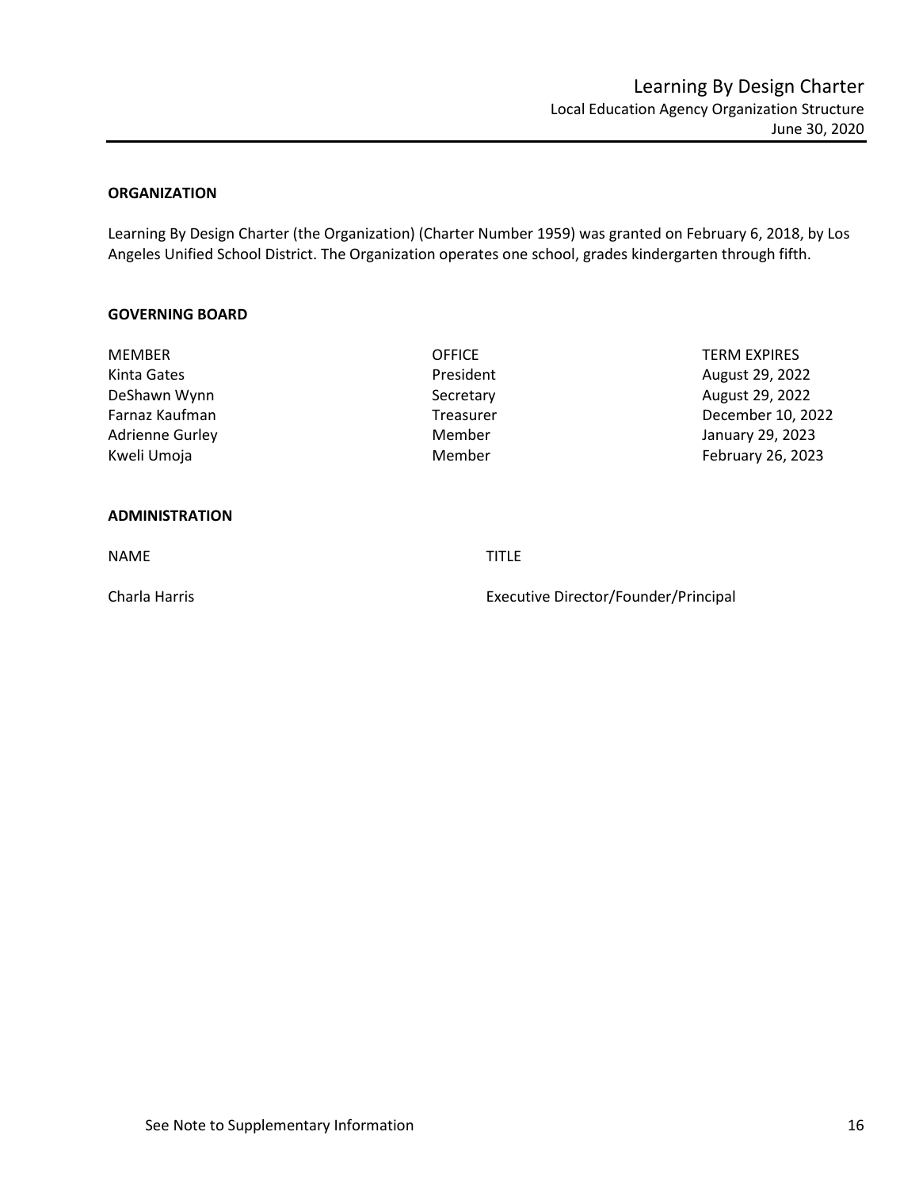# Learning By Design Charter

Local Education Agency Organization Structure

June 30, 2020

## ORGANIZATION

Learning By Design Charter (the Organization) (Charter Number 1959) was granted on February 6, 2018, by Los Angeles Unified School District. The Organization operates one school, grades kindergarten through fifth.

## GOVERNING BOARD

| MEMBER | OFFICE | TERM EXPIRES |
|---|---|---|
| Kinta Gates | President | August 29, 2022 |
| DeShawn Wynn | Secretary | August 29, 2022 |
| Farnaz Kaufman | Treasurer | December 10, 2022 |
| Adrienne Gurley | Member | January 29, 2023 |
| Kweli Umoja | Member | February 26, 2023 |

## ADMINISTRATION

| NAME | TITLE |
|---|---|
| Charla Harris | Executive Director/Founder/Principal |

See Note to Supplementary Information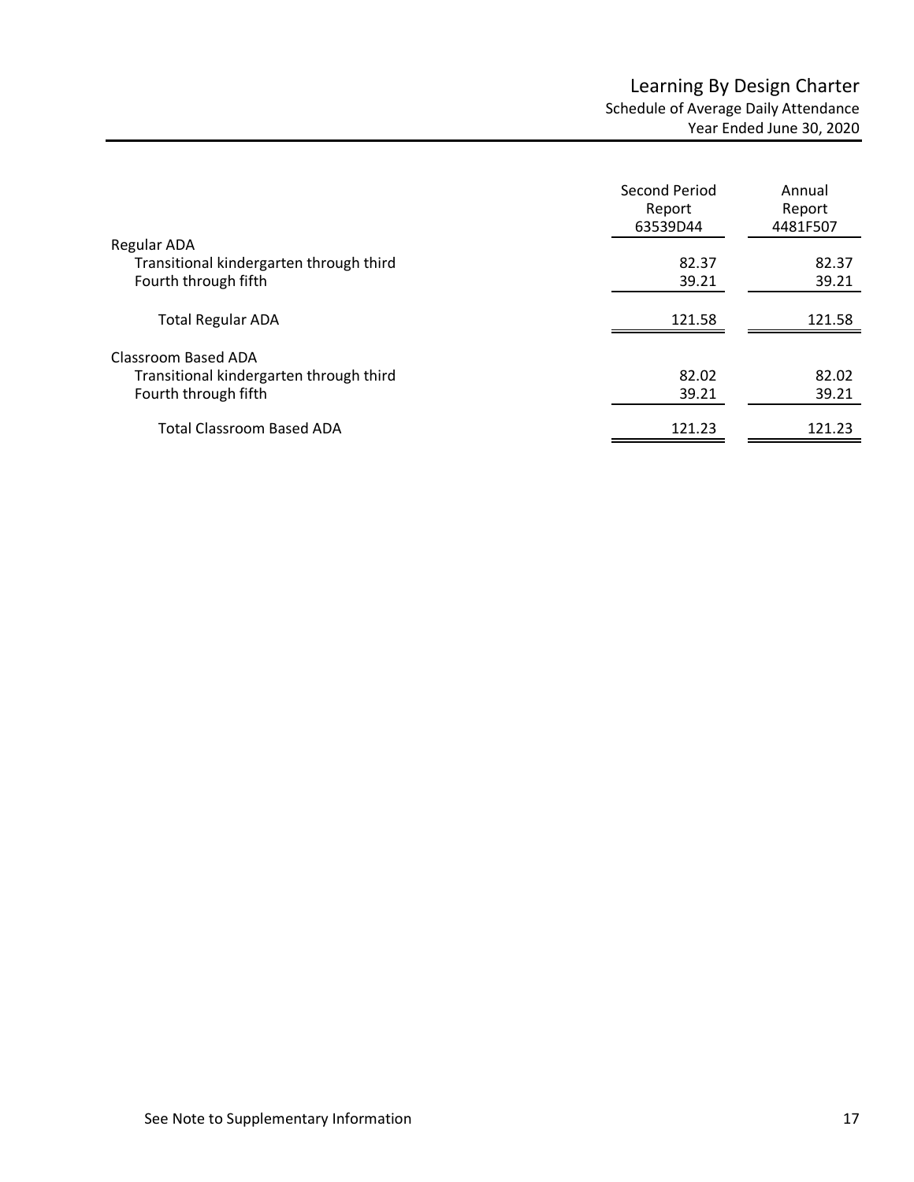# Learning By Design Charter

## Schedule of Average Daily Attendance

Year Ended June 30, 2020

| | Second Period Report 63539D44 | Annual Report 4481F507 |
|---|---|---|
| Regular ADA | | |
| Transitional kindergarten through third | 82.37 | 82.37 |
| Fourth through fifth | 39.21 | 39.21 |
| Total Regular ADA | 121.58 | 121.58 |
| Classroom Based ADA | | |
| Transitional kindergarten through third | 82.02 | 82.02 |
| Fourth through fifth | 39.21 | 39.21 |
| Total Classroom Based ADA | 121.23 | 121.23 |

See Note to Supplementary Information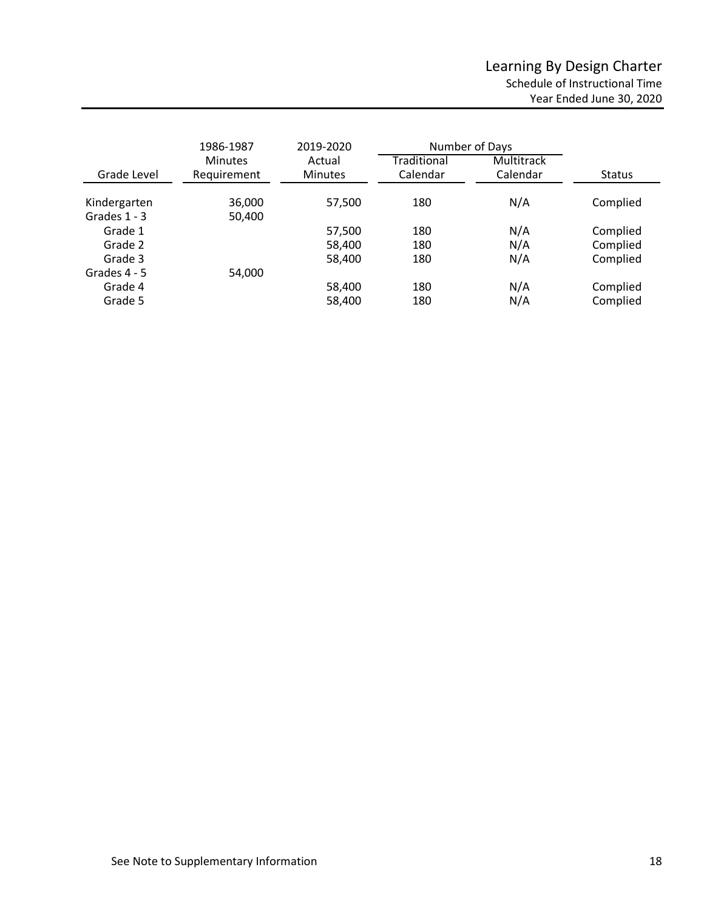# Learning By Design Charter

## Schedule of Instructional Time

### Year Ended June 30, 2020

| Grade Level | 1986-1987 Minutes Requirement | 2019-2020 Actual Minutes | Number of Days | | Status |
|---|---|---|---|---|---|
| | | | Traditional Calendar | Multitrack Calendar | |
| Kindergarten | 36,000 | 57,500 | 180 | N/A | Complied |
| Grades 1 - 3 | 50,400 | | | | |
| Grade 1 | | 57,500 | 180 | N/A | Complied |
| Grade 2 | | 58,400 | 180 | N/A | Complied |
| Grade 3 | | 58,400 | 180 | N/A | Complied |
| Grades 4 - 5 | 54,000 | | | | |
| Grade 4 | | 58,400 | 180 | N/A | Complied |
| Grade 5 | | 58,400 | 180 | N/A | Complied |

See Note to Supplementary Information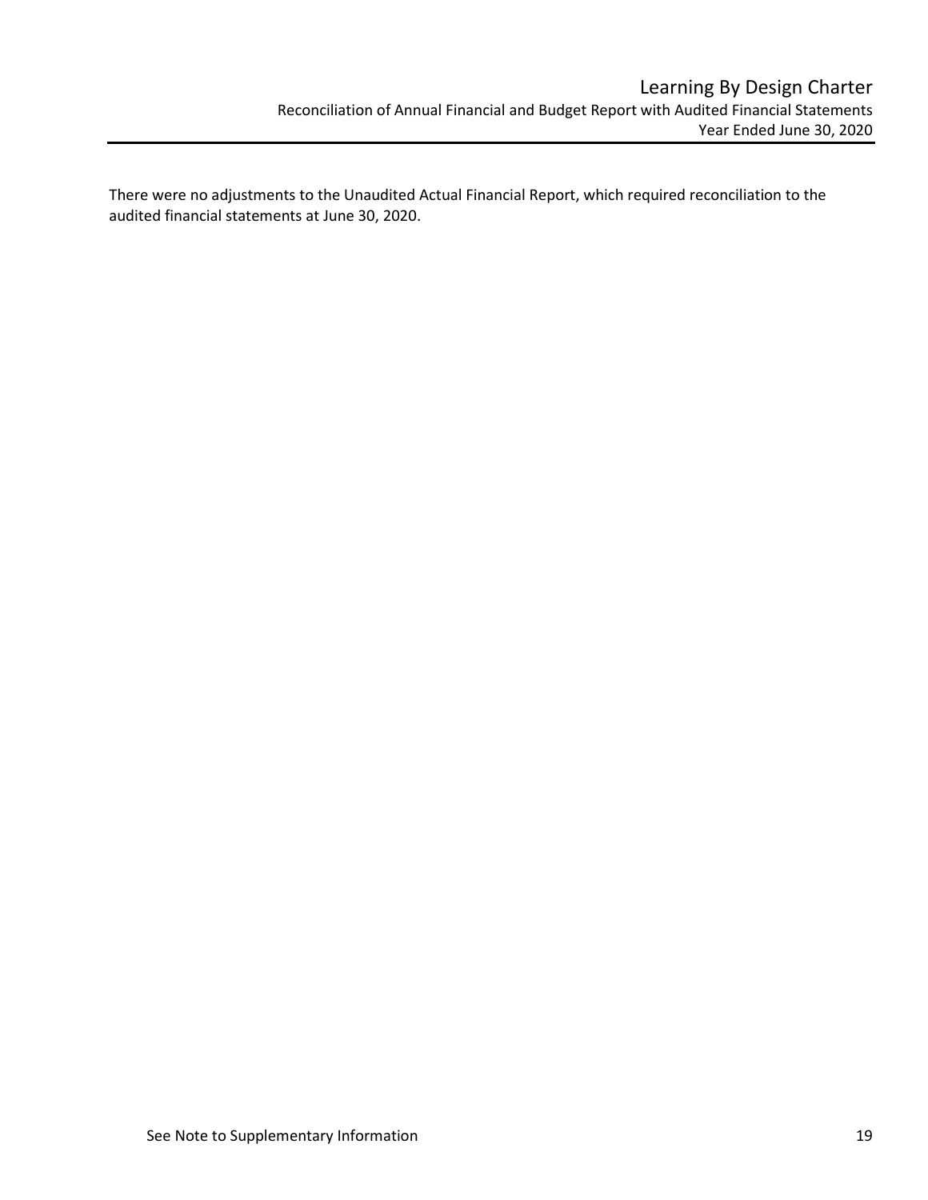There were no adjustments to the Unaudited Actual Financial Report, which required reconciliation to the audited financial statements at June 30, 2020.

See Note to Supplementary Information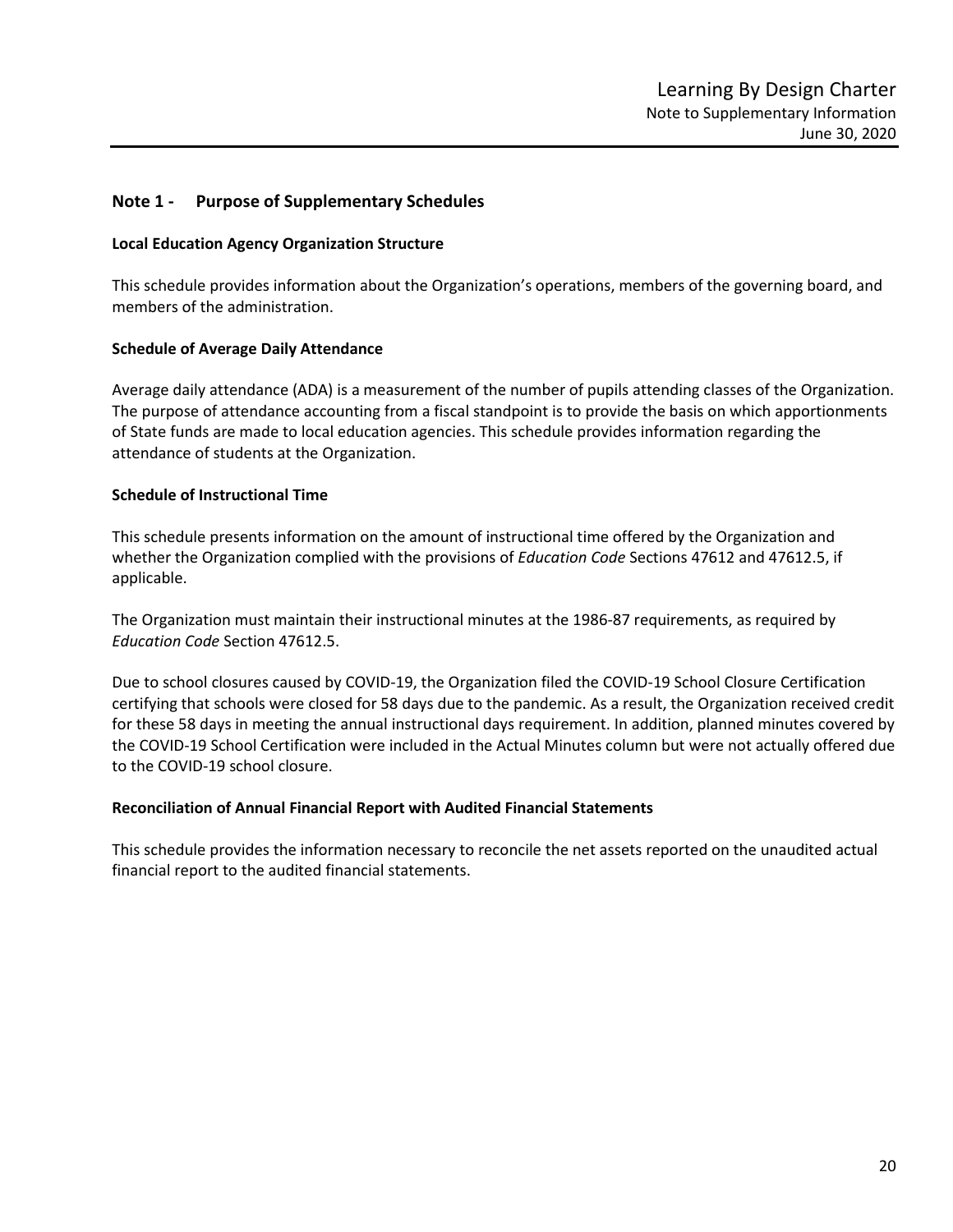## Note 1 - Purpose of Supplementary Schedules

**Local Education Agency Organization Structure**

This schedule provides information about the Organization's operations, members of the governing board, and members of the administration.

**Schedule of Average Daily Attendance**

Average daily attendance (ADA) is a measurement of the number of pupils attending classes of the Organization. The purpose of attendance accounting from a fiscal standpoint is to provide the basis on which apportionments of State funds are made to local education agencies. This schedule provides information regarding the attendance of students at the Organization.

**Schedule of Instructional Time**

This schedule presents information on the amount of instructional time offered by the Organization and whether the Organization complied with the provisions of *Education Code* Sections 47612 and 47612.5, if applicable.

The Organization must maintain their instructional minutes at the 1986-87 requirements, as required by *Education Code* Section 47612.5.

Due to school closures caused by COVID-19, the Organization filed the COVID-19 School Closure Certification certifying that schools were closed for 58 days due to the pandemic. As a result, the Organization received credit for these 58 days in meeting the annual instructional days requirement. In addition, planned minutes covered by the COVID-19 School Certification were included in the Actual Minutes column but were not actually offered due to the COVID-19 school closure.

**Reconciliation of Annual Financial Report with Audited Financial Statements**

This schedule provides the information necessary to reconcile the net assets reported on the unaudited actual financial report to the audited financial statements.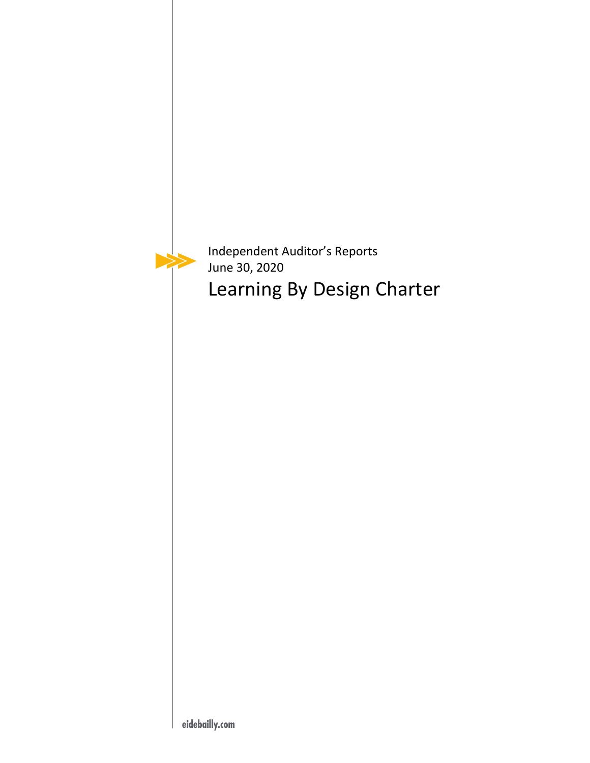Independent Auditor's Reports
June 30, 2020

# Learning By Design Charter

eidebailly.com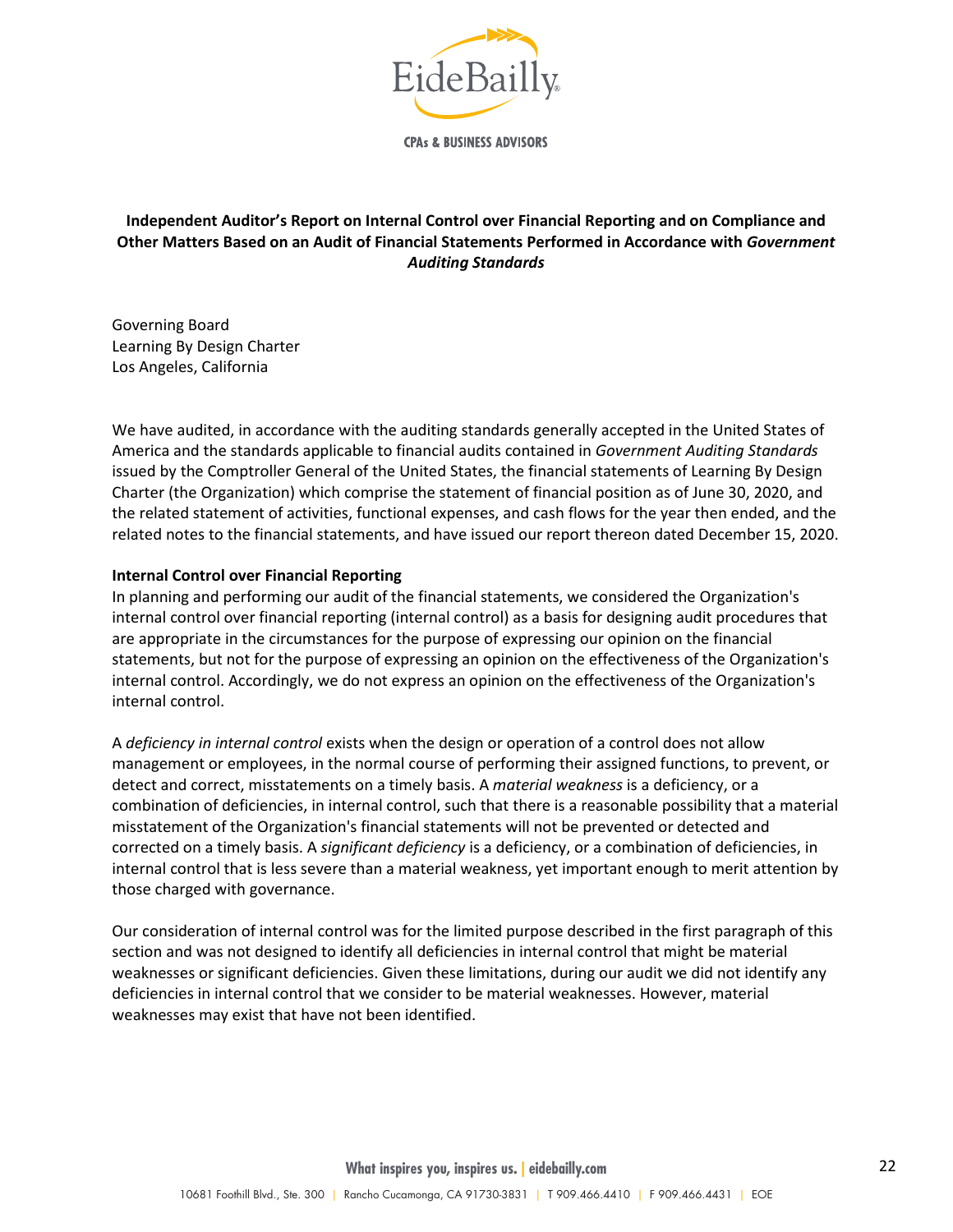**Independent Auditor's Report on Internal Control over Financial Reporting and on Compliance and Other Matters Based on an Audit of Financial Statements Performed in Accordance with *Government Auditing Standards***

Governing Board
Learning By Design Charter
Los Angeles, California

We have audited, in accordance with the auditing standards generally accepted in the United States of America and the standards applicable to financial audits contained in *Government Auditing Standards* issued by the Comptroller General of the United States, the financial statements of Learning By Design Charter (the Organization) which comprise the statement of financial position as of June 30, 2020, and the related statement of activities, functional expenses, and cash flows for the year then ended, and the related notes to the financial statements, and have issued our report thereon dated December 15, 2020.

**Internal Control over Financial Reporting**

In planning and performing our audit of the financial statements, we considered the Organization's internal control over financial reporting (internal control) as a basis for designing audit procedures that are appropriate in the circumstances for the purpose of expressing our opinion on the financial statements, but not for the purpose of expressing an opinion on the effectiveness of the Organization's internal control. Accordingly, we do not express an opinion on the effectiveness of the Organization's internal control.

A *deficiency in internal control* exists when the design or operation of a control does not allow management or employees, in the normal course of performing their assigned functions, to prevent, or detect and correct, misstatements on a timely basis. A *material weakness* is a deficiency, or a combination of deficiencies, in internal control, such that there is a reasonable possibility that a material misstatement of the Organization's financial statements will not be prevented or detected and corrected on a timely basis. A *significant deficiency* is a deficiency, or a combination of deficiencies, in internal control that is less severe than a material weakness, yet important enough to merit attention by those charged with governance.

Our consideration of internal control was for the limited purpose described in the first paragraph of this section and was not designed to identify all deficiencies in internal control that might be material weaknesses or significant deficiencies. Given these limitations, during our audit we did not identify any deficiencies in internal control that we consider to be material weaknesses. However, material weaknesses may exist that have not been identified.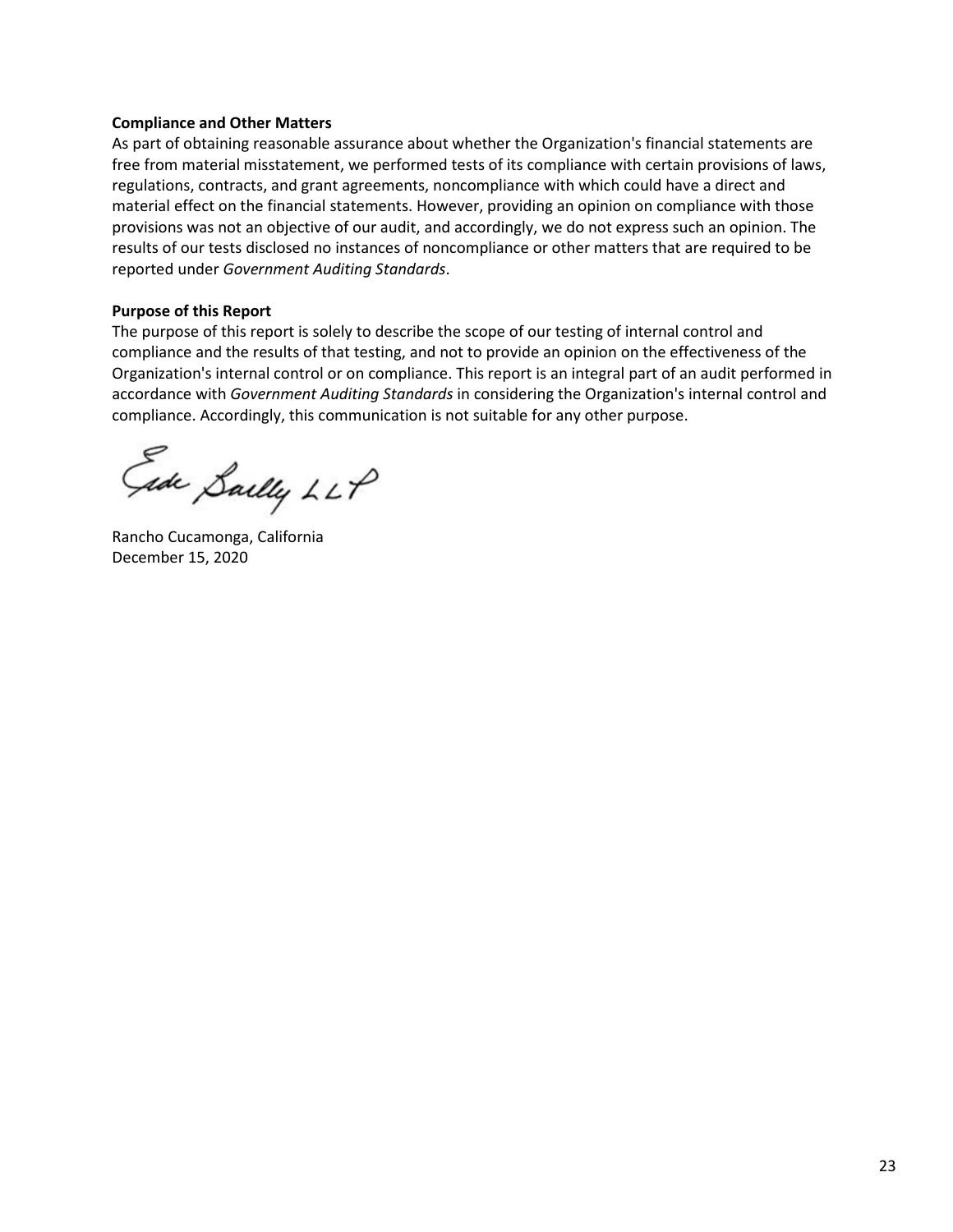**Compliance and Other Matters**

As part of obtaining reasonable assurance about whether the Organization's financial statements are free from material misstatement, we performed tests of its compliance with certain provisions of laws, regulations, contracts, and grant agreements, noncompliance with which could have a direct and material effect on the financial statements. However, providing an opinion on compliance with those provisions was not an objective of our audit, and accordingly, we do not express such an opinion. The results of our tests disclosed no instances of noncompliance or other matters that are required to be reported under *Government Auditing Standards*.

**Purpose of this Report**

The purpose of this report is solely to describe the scope of our testing of internal control and compliance and the results of that testing, and not to provide an opinion on the effectiveness of the Organization's internal control or on compliance. This report is an integral part of an audit performed in accordance with *Government Auditing Standards* in considering the Organization's internal control and compliance. Accordingly, this communication is not suitable for any other purpose.

Eide Bailly LLP

Rancho Cucamonga, California
December 15, 2020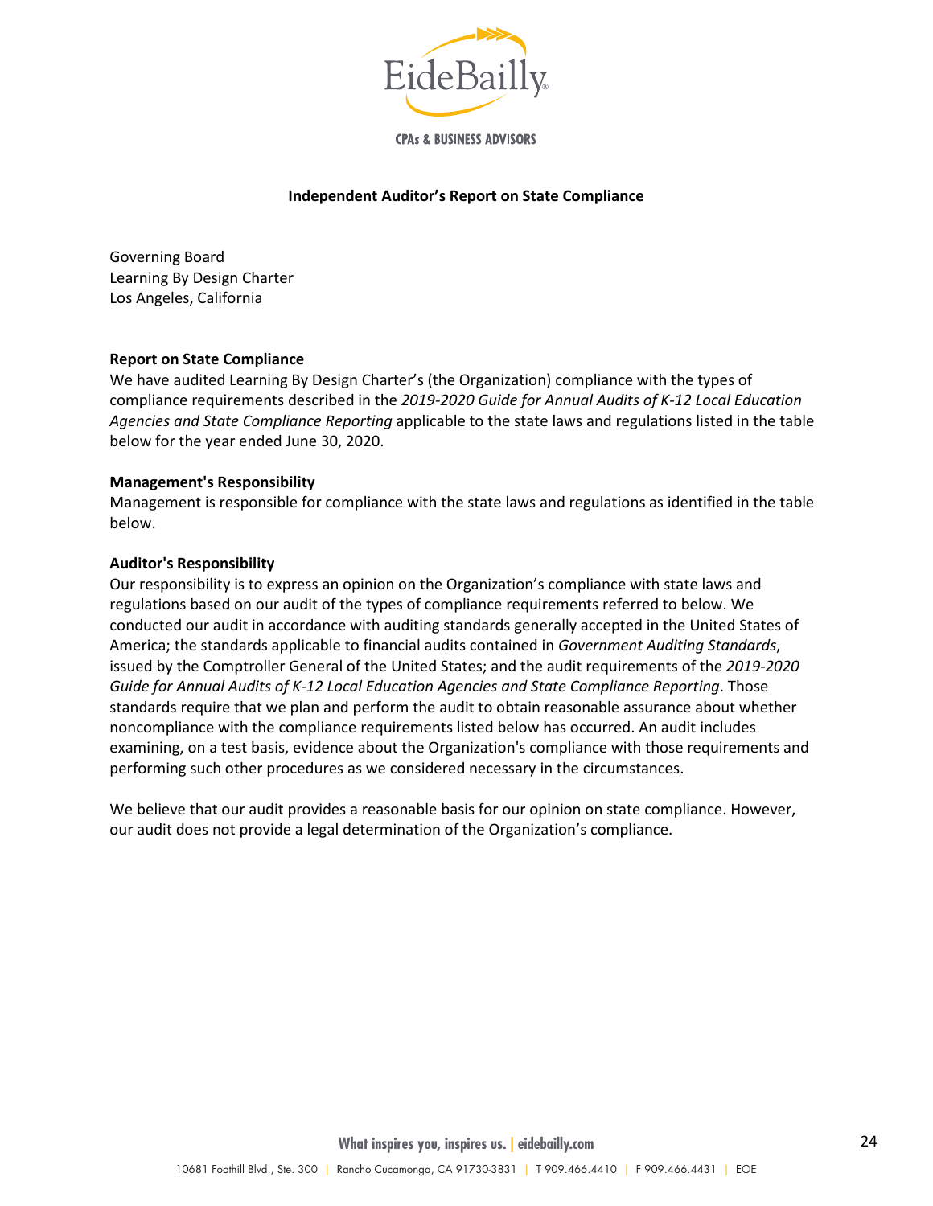# Independent Auditor's Report on State Compliance

Governing Board
Learning By Design Charter
Los Angeles, California

**Report on State Compliance**

We have audited Learning By Design Charter's (the Organization) compliance with the types of compliance requirements described in the *2019-2020 Guide for Annual Audits of K-12 Local Education Agencies and State Compliance Reporting* applicable to the state laws and regulations listed in the table below for the year ended June 30, 2020.

**Management's Responsibility**

Management is responsible for compliance with the state laws and regulations as identified in the table below.

**Auditor's Responsibility**

Our responsibility is to express an opinion on the Organization's compliance with state laws and regulations based on our audit of the types of compliance requirements referred to below. We conducted our audit in accordance with auditing standards generally accepted in the United States of America; the standards applicable to financial audits contained in *Government Auditing Standards*, issued by the Comptroller General of the United States; and the audit requirements of the *2019-2020 Guide for Annual Audits of K-12 Local Education Agencies and State Compliance Reporting*. Those standards require that we plan and perform the audit to obtain reasonable assurance about whether noncompliance with the compliance requirements listed below has occurred. An audit includes examining, on a test basis, evidence about the Organization's compliance with those requirements and performing such other procedures as we considered necessary in the circumstances.

We believe that our audit provides a reasonable basis for our opinion on state compliance. However, our audit does not provide a legal determination of the Organization's compliance.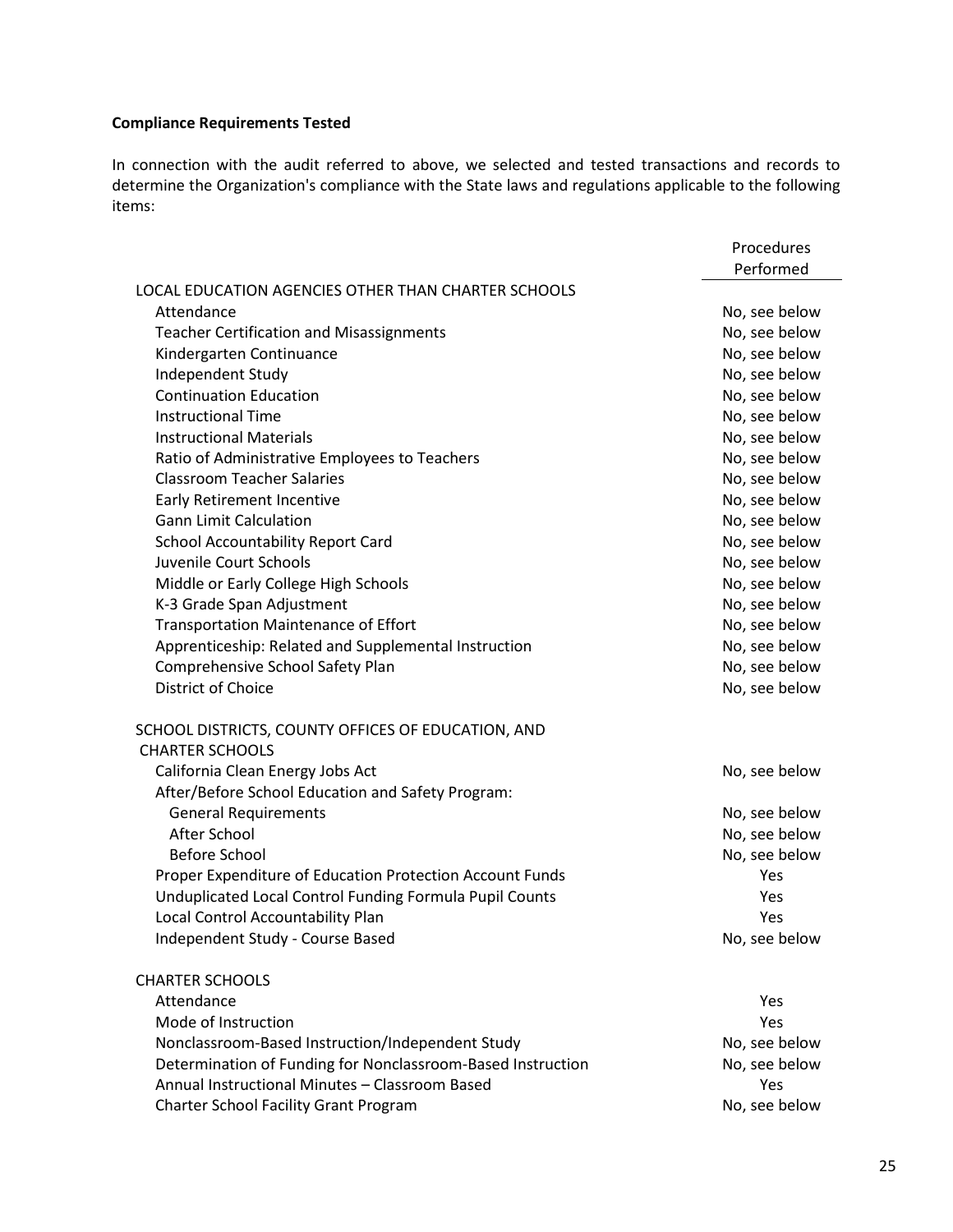**Compliance Requirements Tested**

In connection with the audit referred to above, we selected and tested transactions and records to determine the Organization's compliance with the State laws and regulations applicable to the following items:

| | Procedures Performed |
|---|---|
| LOCAL EDUCATION AGENCIES OTHER THAN CHARTER SCHOOLS | |
| Attendance | No, see below |
| Teacher Certification and Misassignments | No, see below |
| Kindergarten Continuance | No, see below |
| Independent Study | No, see below |
| Continuation Education | No, see below |
| Instructional Time | No, see below |
| Instructional Materials | No, see below |
| Ratio of Administrative Employees to Teachers | No, see below |
| Classroom Teacher Salaries | No, see below |
| Early Retirement Incentive | No, see below |
| Gann Limit Calculation | No, see below |
| School Accountability Report Card | No, see below |
| Juvenile Court Schools | No, see below |
| Middle or Early College High Schools | No, see below |
| K-3 Grade Span Adjustment | No, see below |
| Transportation Maintenance of Effort | No, see below |
| Apprenticeship: Related and Supplemental Instruction | No, see below |
| Comprehensive School Safety Plan | No, see below |
| District of Choice | No, see below |
| SCHOOL DISTRICTS, COUNTY OFFICES OF EDUCATION, AND CHARTER SCHOOLS | |
| California Clean Energy Jobs Act | No, see below |
| After/Before School Education and Safety Program: | |
| General Requirements | No, see below |
| After School | No, see below |
| Before School | No, see below |
| Proper Expenditure of Education Protection Account Funds | Yes |
| Unduplicated Local Control Funding Formula Pupil Counts | Yes |
| Local Control Accountability Plan | Yes |
| Independent Study - Course Based | No, see below |
| CHARTER SCHOOLS | |
| Attendance | Yes |
| Mode of Instruction | Yes |
| Nonclassroom-Based Instruction/Independent Study | No, see below |
| Determination of Funding for Nonclassroom-Based Instruction | No, see below |
| Annual Instructional Minutes – Classroom Based | Yes |
| Charter School Facility Grant Program | No, see below |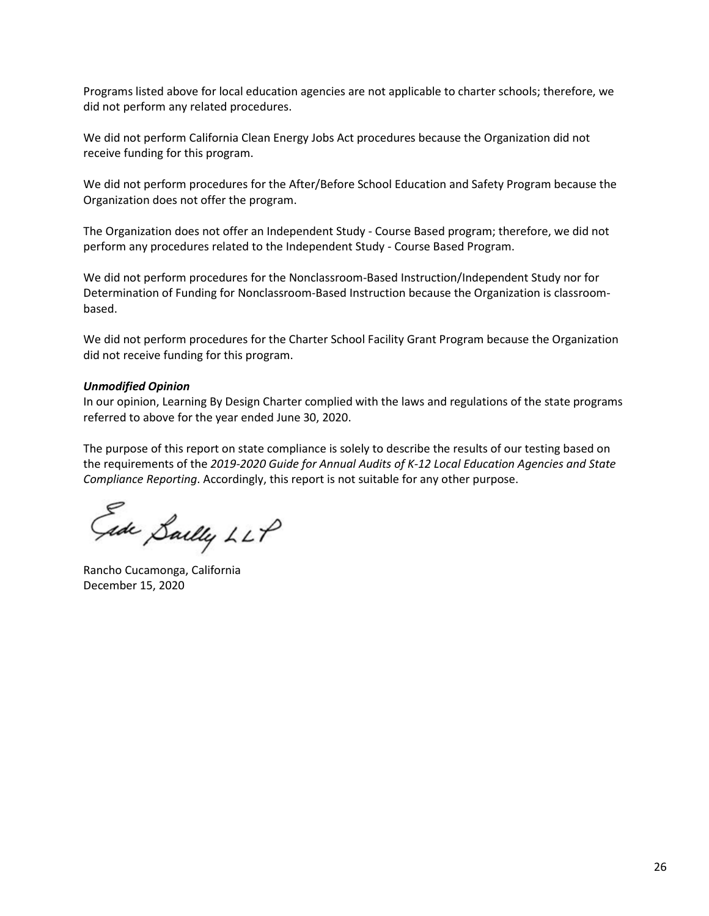Programs listed above for local education agencies are not applicable to charter schools; therefore, we did not perform any related procedures.

We did not perform California Clean Energy Jobs Act procedures because the Organization did not receive funding for this program.

We did not perform procedures for the After/Before School Education and Safety Program because the Organization does not offer the program.

The Organization does not offer an Independent Study - Course Based program; therefore, we did not perform any procedures related to the Independent Study - Course Based Program.

We did not perform procedures for the Nonclassroom-Based Instruction/Independent Study nor for Determination of Funding for Nonclassroom-Based Instruction because the Organization is classroom-based.

We did not perform procedures for the Charter School Facility Grant Program because the Organization did not receive funding for this program.

***Unmodified Opinion***
In our opinion, Learning By Design Charter complied with the laws and regulations of the state programs referred to above for the year ended June 30, 2020.

The purpose of this report on state compliance is solely to describe the results of our testing based on the requirements of the *2019-2020 Guide for Annual Audits of K-12 Local Education Agencies and State Compliance Reporting*. Accordingly, this report is not suitable for any other purpose.

Eide Bailly LLP

Rancho Cucamonga, California
December 15, 2020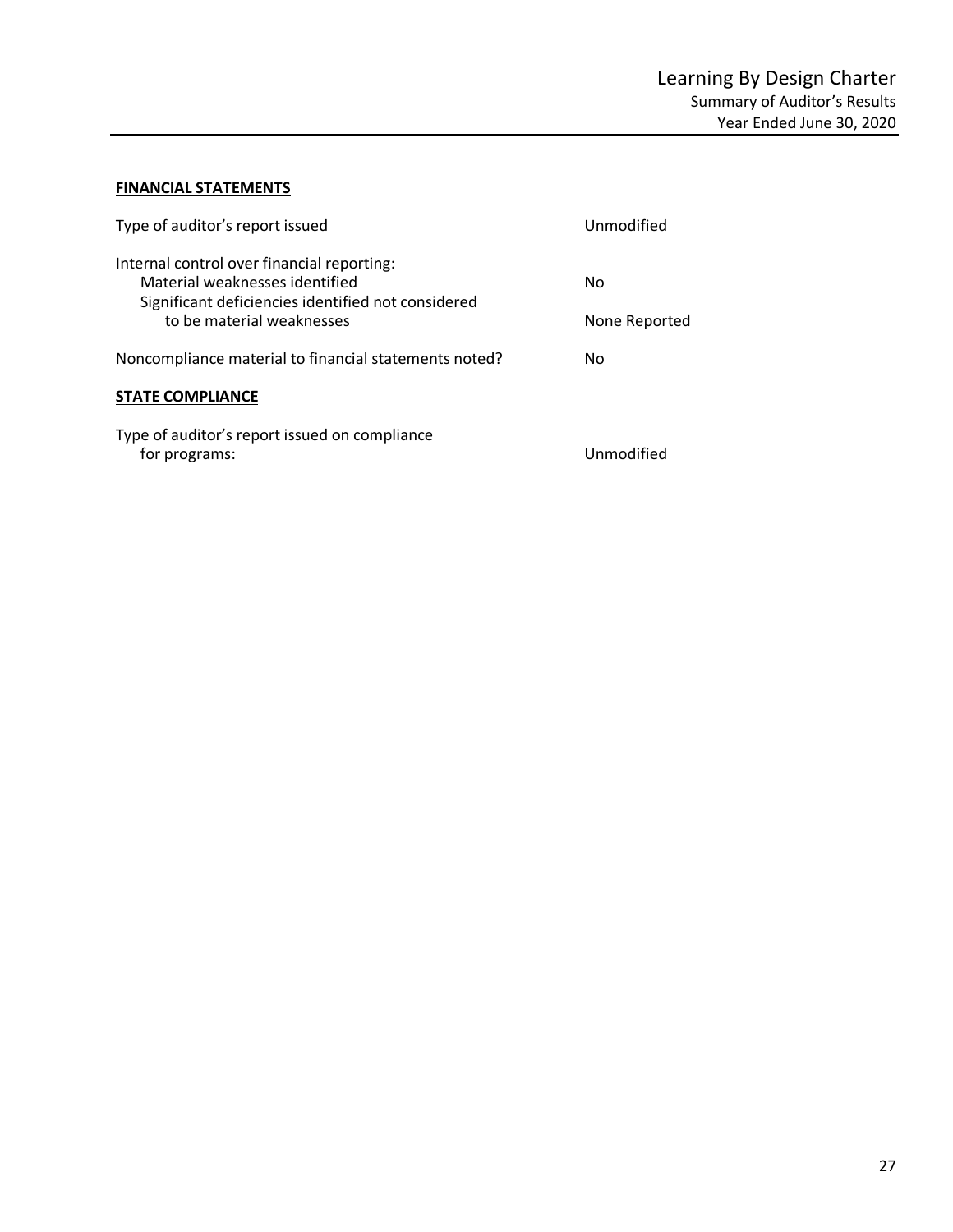# Learning By Design Charter

## Summary of Auditor's Results

### Year Ended June 30, 2020

**FINANCIAL STATEMENTS**

| | |
|---|---|
| Type of auditor's report issued | Unmodified |
| Internal control over financial reporting: | |
| Material weaknesses identified | No |
| Significant deficiencies identified not considered to be material weaknesses | None Reported |
| Noncompliance material to financial statements noted? | No |

**STATE COMPLIANCE**

| | |
|---|---|
| Type of auditor's report issued on compliance for programs: | Unmodified |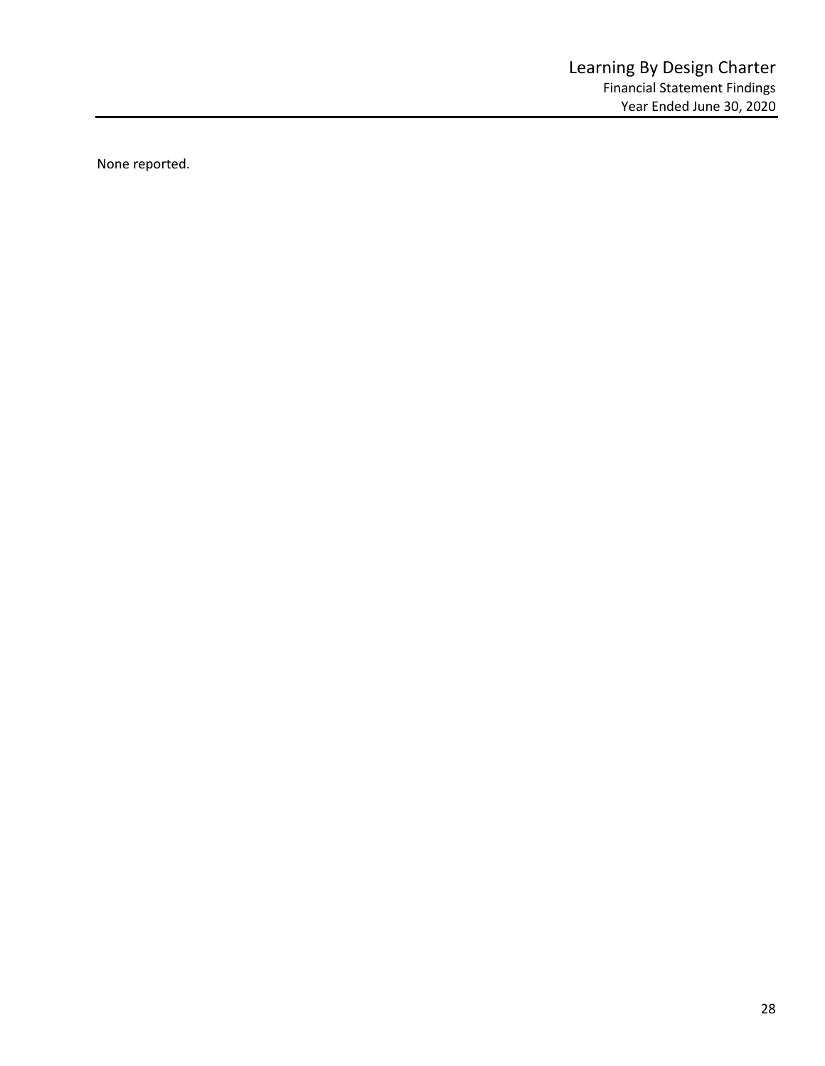# Learning By Design Charter

## Financial Statement Findings

### Year Ended June 30, 2020

None reported.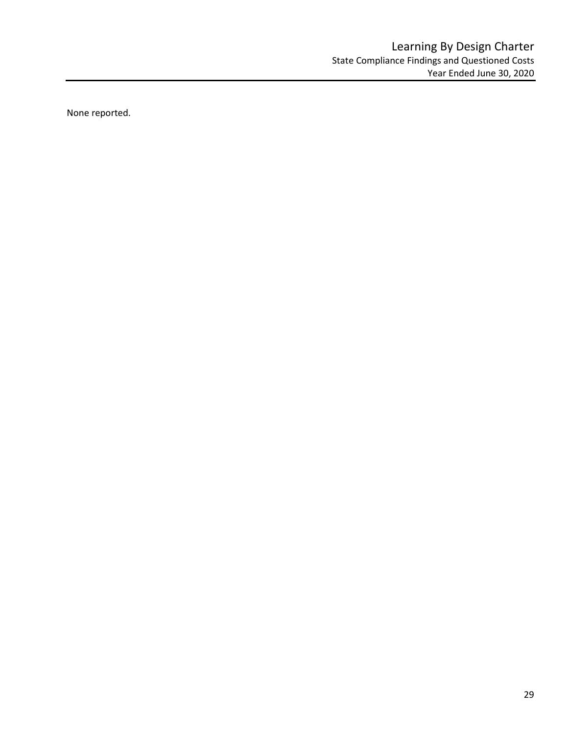None reported.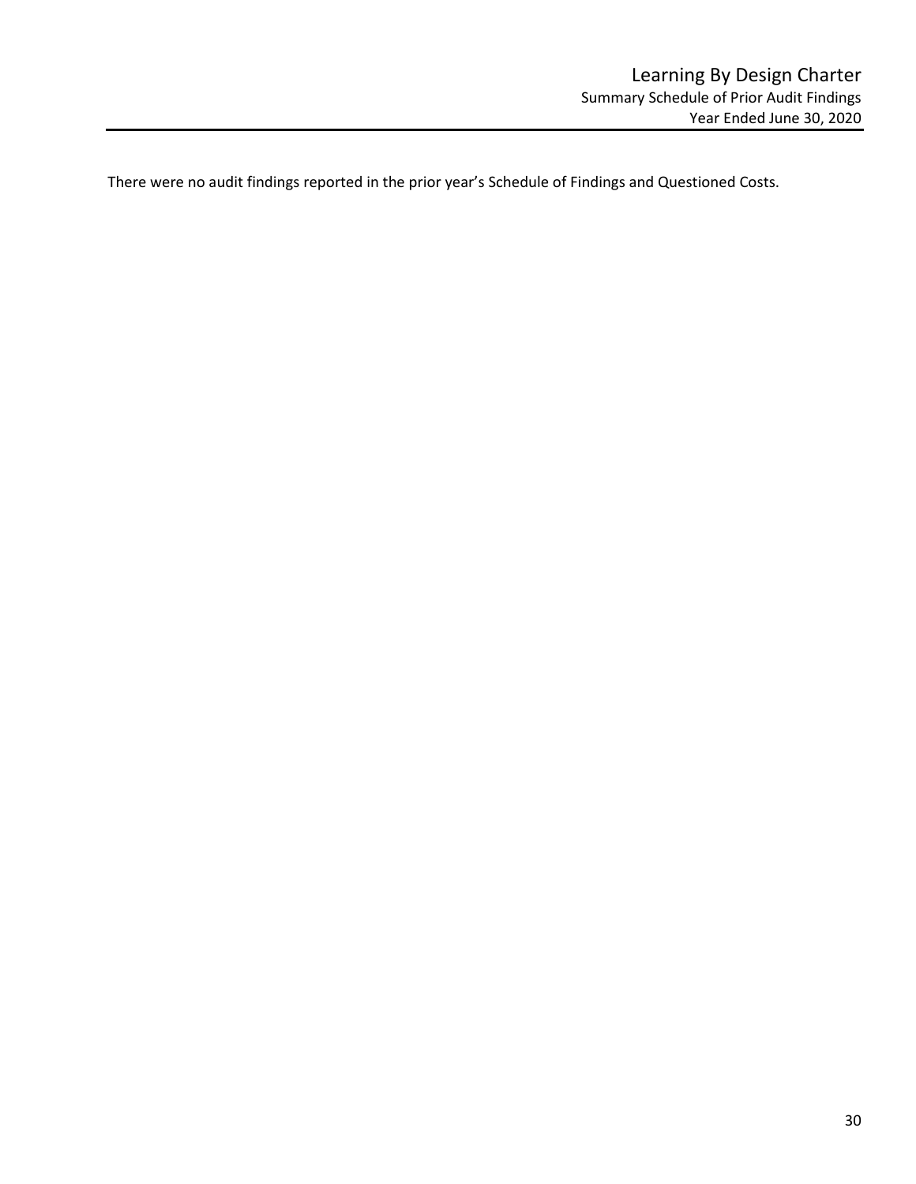# Learning By Design Charter

## Summary Schedule of Prior Audit Findings

### Year Ended June 30, 2020

There were no audit findings reported in the prior year's Schedule of Findings and Questioned Costs.